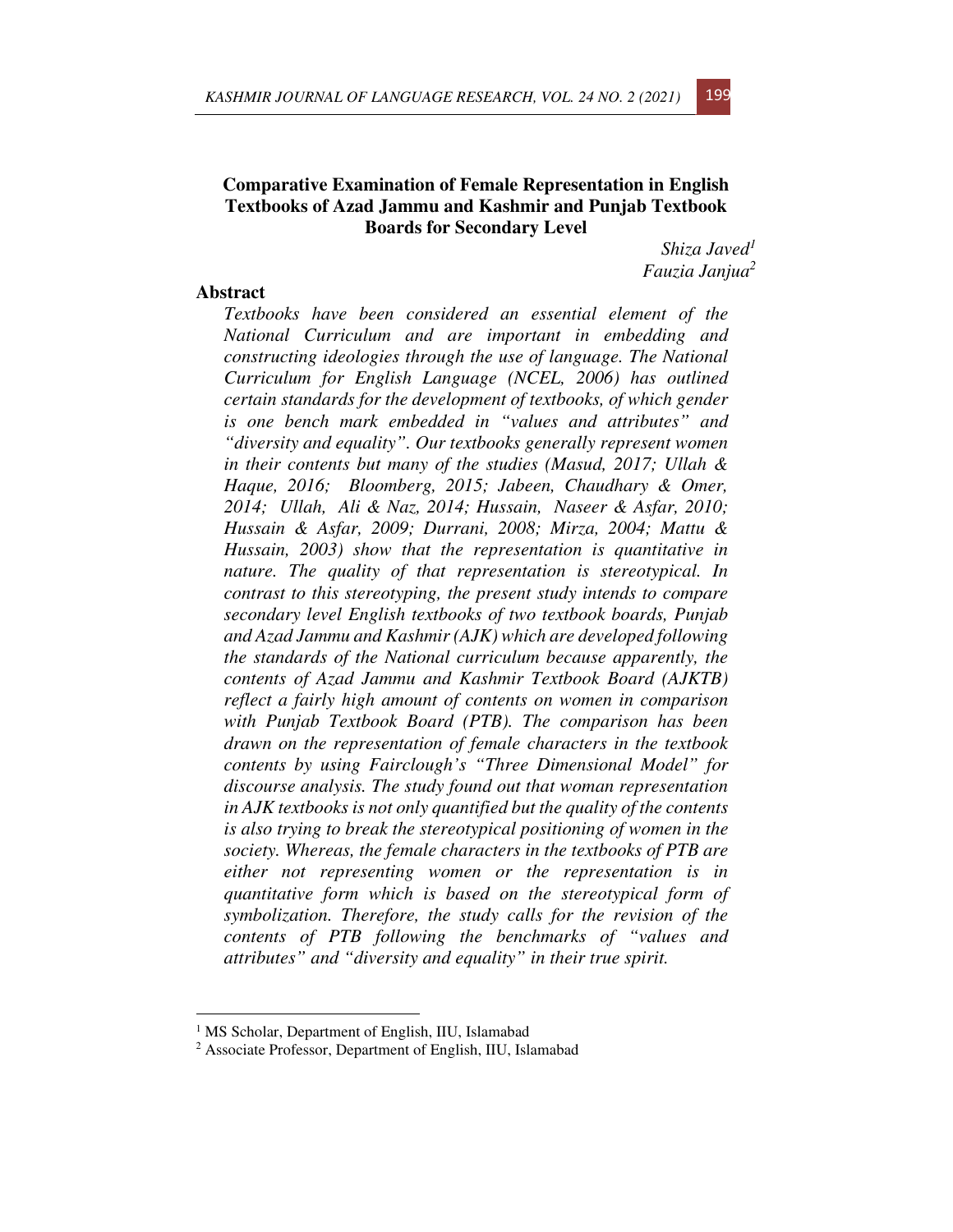# Comparative Examination of Female Representation in English Textbooks of Azad Jammu and Kashmir and Punjab Textbook Boards for Secondary Level

*Shiza Javed*[1]
*Fauzia Janjua*[2]

## Abstract

*Textbooks have been considered an essential element of the National Curriculum and are important in embedding and constructing ideologies through the use of language. The National Curriculum for English Language (NCEL, 2006) has outlined certain standards for the development of textbooks, of which gender is one bench mark embedded in "values and attributes" and "diversity and equality". Our textbooks generally represent women in their contents but many of the studies (Masud, 2017; Ullah & Haque, 2016; Bloomberg, 2015; Jabeen, Chaudhary & Omer, 2014; Ullah, Ali & Naz, 2014; Hussain, Naseer & Asfar, 2010; Hussain & Asfar, 2009; Durrani, 2008; Mirza, 2004; Mattu & Hussain, 2003) show that the representation is quantitative in nature. The quality of that representation is stereotypical. In contrast to this stereotyping, the present study intends to compare secondary level English textbooks of two textbook boards, Punjab and Azad Jammu and Kashmir (AJK) which are developed following the standards of the National curriculum because apparently, the contents of Azad Jammu and Kashmir Textbook Board (AJKTB) reflect a fairly high amount of contents on women in comparison with Punjab Textbook Board (PTB). The comparison has been drawn on the representation of female characters in the textbook contents by using Fairclough's "Three Dimensional Model" for discourse analysis. The study found out that woman representation in AJK textbooks is not only quantified but the quality of the contents is also trying to break the stereotypical positioning of women in the society. Whereas, the female characters in the textbooks of PTB are either not representing women or the representation is in quantitative form which is based on the stereotypical form of symbolization. Therefore, the study calls for the revision of the contents of PTB following the benchmarks of "values and attributes" and "diversity and equality" in their true spirit.*

---

[1] MS Scholar, Department of English, IIU, Islamabad

[2] Associate Professor, Department of English, IIU, Islamabad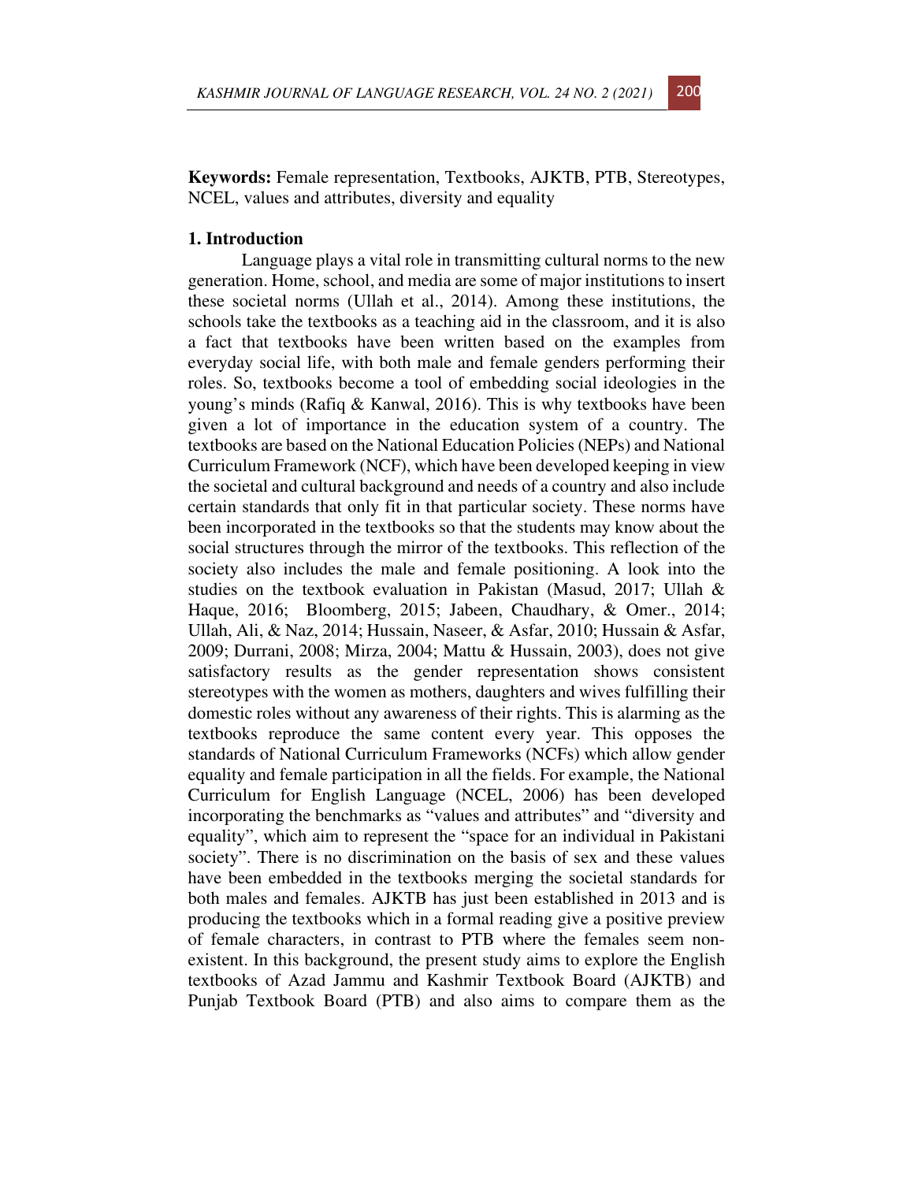**Keywords:** Female representation, Textbooks, AJKTB, PTB, Stereotypes, NCEL, values and attributes, diversity and equality

## 1. Introduction

Language plays a vital role in transmitting cultural norms to the new generation. Home, school, and media are some of major institutions to insert these societal norms (Ullah et al., 2014). Among these institutions, the schools take the textbooks as a teaching aid in the classroom, and it is also a fact that textbooks have been written based on the examples from everyday social life, with both male and female genders performing their roles. So, textbooks become a tool of embedding social ideologies in the young's minds (Rafiq & Kanwal, 2016). This is why textbooks have been given a lot of importance in the education system of a country. The textbooks are based on the National Education Policies (NEPs) and National Curriculum Framework (NCF), which have been developed keeping in view the societal and cultural background and needs of a country and also include certain standards that only fit in that particular society. These norms have been incorporated in the textbooks so that the students may know about the social structures through the mirror of the textbooks. This reflection of the society also includes the male and female positioning. A look into the studies on the textbook evaluation in Pakistan (Masud, 2017; Ullah & Haque, 2016; Bloomberg, 2015; Jabeen, Chaudhary, & Omer., 2014; Ullah, Ali, & Naz, 2014; Hussain, Naseer, & Asfar, 2010; Hussain & Asfar, 2009; Durrani, 2008; Mirza, 2004; Mattu & Hussain, 2003), does not give satisfactory results as the gender representation shows consistent stereotypes with the women as mothers, daughters and wives fulfilling their domestic roles without any awareness of their rights. This is alarming as the textbooks reproduce the same content every year. This opposes the standards of National Curriculum Frameworks (NCFs) which allow gender equality and female participation in all the fields. For example, the National Curriculum for English Language (NCEL, 2006) has been developed incorporating the benchmarks as "values and attributes" and "diversity and equality", which aim to represent the "space for an individual in Pakistani society". There is no discrimination on the basis of sex and these values have been embedded in the textbooks merging the societal standards for both males and females. AJKTB has just been established in 2013 and is producing the textbooks which in a formal reading give a positive preview of female characters, in contrast to PTB where the females seem non-existent. In this background, the present study aims to explore the English textbooks of Azad Jammu and Kashmir Textbook Board (AJKTB) and Punjab Textbook Board (PTB) and also aims to compare them as the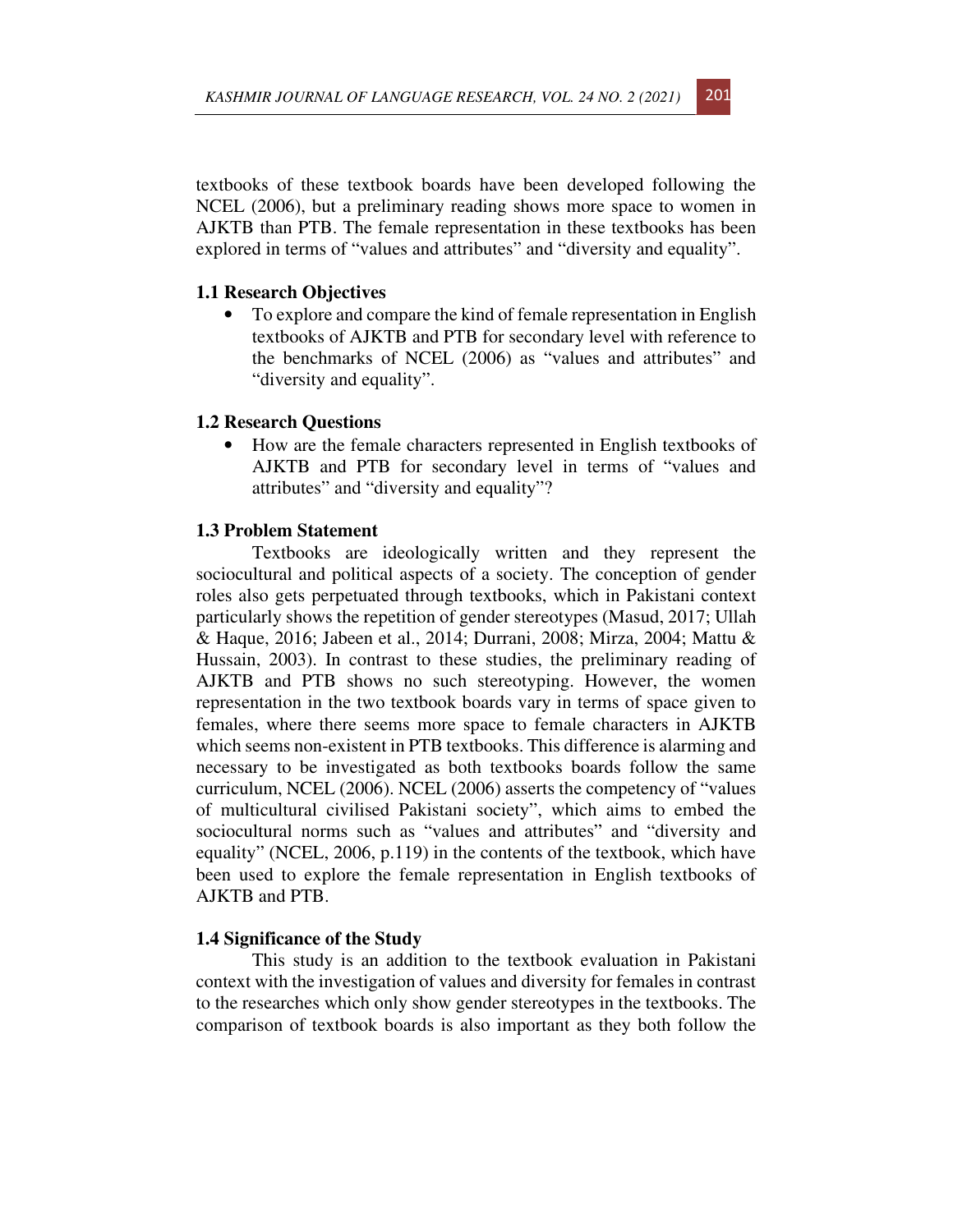textbooks of these textbook boards have been developed following the NCEL (2006), but a preliminary reading shows more space to women in AJKTB than PTB. The female representation in these textbooks has been explored in terms of "values and attributes" and "diversity and equality".

### 1.1 Research Objectives

- To explore and compare the kind of female representation in English textbooks of AJKTB and PTB for secondary level with reference to the benchmarks of NCEL (2006) as "values and attributes" and "diversity and equality".

### 1.2 Research Questions

- How are the female characters represented in English textbooks of AJKTB and PTB for secondary level in terms of "values and attributes" and "diversity and equality"?

### 1.3 Problem Statement

Textbooks are ideologically written and they represent the sociocultural and political aspects of a society. The conception of gender roles also gets perpetuated through textbooks, which in Pakistani context particularly shows the repetition of gender stereotypes (Masud, 2017; Ullah & Haque, 2016; Jabeen et al., 2014; Durrani, 2008; Mirza, 2004; Mattu & Hussain, 2003). In contrast to these studies, the preliminary reading of AJKTB and PTB shows no such stereotyping. However, the women representation in the two textbook boards vary in terms of space given to females, where there seems more space to female characters in AJKTB which seems non-existent in PTB textbooks. This difference is alarming and necessary to be investigated as both textbooks boards follow the same curriculum, NCEL (2006). NCEL (2006) asserts the competency of "values of multicultural civilised Pakistani society", which aims to embed the sociocultural norms such as "values and attributes" and "diversity and equality" (NCEL, 2006, p.119) in the contents of the textbook, which have been used to explore the female representation in English textbooks of AJKTB and PTB.

### 1.4 Significance of the Study

This study is an addition to the textbook evaluation in Pakistani context with the investigation of values and diversity for females in contrast to the researches which only show gender stereotypes in the textbooks. The comparison of textbook boards is also important as they both follow the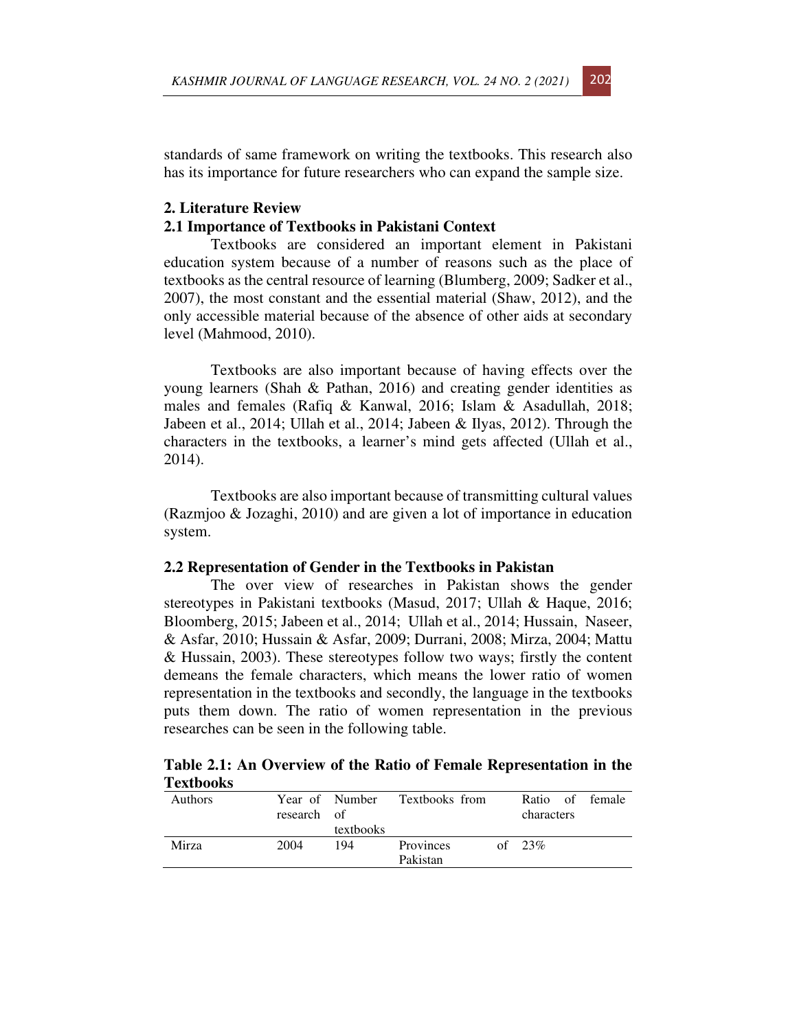standards of same framework on writing the textbooks. This research also has its importance for future researchers who can expand the sample size.

## 2. Literature Review

### 2.1 Importance of Textbooks in Pakistani Context

Textbooks are considered an important element in Pakistani education system because of a number of reasons such as the place of textbooks as the central resource of learning (Blumberg, 2009; Sadker et al., 2007), the most constant and the essential material (Shaw, 2012), and the only accessible material because of the absence of other aids at secondary level (Mahmood, 2010).

Textbooks are also important because of having effects over the young learners (Shah & Pathan, 2016) and creating gender identities as males and females (Rafiq & Kanwal, 2016; Islam & Asadullah, 2018; Jabeen et al., 2014; Ullah et al., 2014; Jabeen & Ilyas, 2012). Through the characters in the textbooks, a learner's mind gets affected (Ullah et al., 2014).

Textbooks are also important because of transmitting cultural values (Razmjoo & Jozaghi, 2010) and are given a lot of importance in education system.

### 2.2 Representation of Gender in the Textbooks in Pakistan

The over view of researches in Pakistan shows the gender stereotypes in Pakistani textbooks (Masud, 2017; Ullah & Haque, 2016; Bloomberg, 2015; Jabeen et al., 2014; Ullah et al., 2014; Hussain, Naseer, & Asfar, 2010; Hussain & Asfar, 2009; Durrani, 2008; Mirza, 2004; Mattu & Hussain, 2003). These stereotypes follow two ways; firstly the content demeans the female characters, which means the lower ratio of women representation in the textbooks and secondly, the language in the textbooks puts them down. The ratio of women representation in the previous researches can be seen in the following table.

**Table 2.1: An Overview of the Ratio of Female Representation in the Textbooks**

| Authors | Year of research | Number of textbooks | Textbooks from | Ratio of female characters |
|---|---|---|---|---|
| Mirza | 2004 | 194 | Provinces of Pakistan | 23% |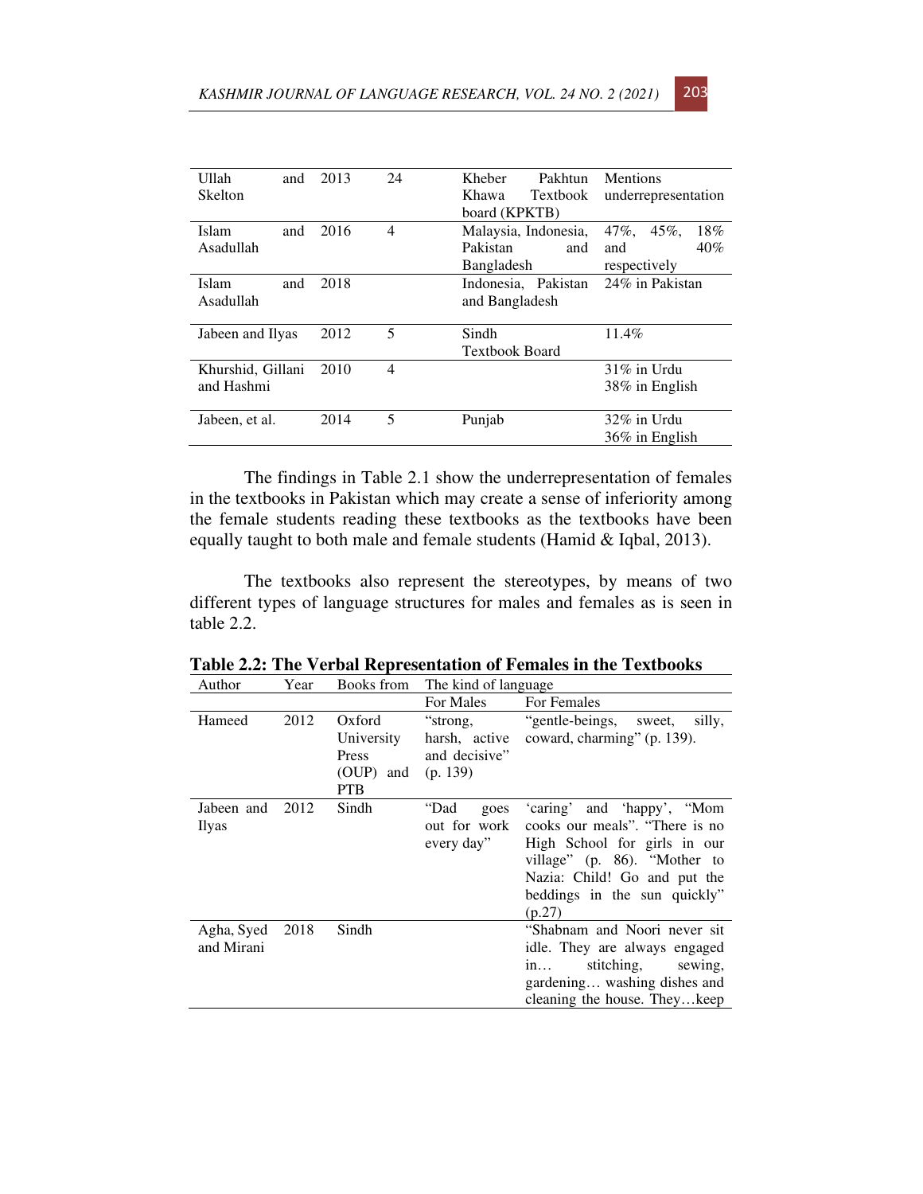| Ullah and Skelton | 2013 | 24 | Kheber Pakhtun Khawa Textbook board (KPKTB) | Mentions underrepresentation |
|---|---|---|---|---|
| Islam and Asadullah | 2016 | 4 | Malaysia, Indonesia, Pakistan and Bangladesh | 47%, 45%, 18% and 40% respectively |
| Islam and Asadullah | 2018 | | Indonesia, Pakistan and Bangladesh | 24% in Pakistan |
| Jabeen and Ilyas | 2012 | 5 | Sindh Textbook Board | 11.4% |
| Khurshid, Gillani and Hashmi | 2010 | 4 | | 31% in Urdu 38% in English |
| Jabeen, et al. | 2014 | 5 | Punjab | 32% in Urdu 36% in English |

The findings in Table 2.1 show the underrepresentation of females in the textbooks in Pakistan which may create a sense of inferiority among the female students reading these textbooks as the textbooks have been equally taught to both male and female students (Hamid & Iqbal, 2013).

The textbooks also represent the stereotypes, by means of two different types of language structures for males and females as is seen in table 2.2.

**Table 2.2: The Verbal Representation of Females in the Textbooks**

| Author | Year | Books from | The kind of language | |
|---|---|---|---|---|
| | | | For Males | For Females |
| Hameed | 2012 | Oxford University Press (OUP) and PTB | "strong, harsh, active and decisive" (p. 139) | "gentle-beings, sweet, silly, coward, charming" (p. 139). |
| Jabeen and Ilyas | 2012 | Sindh | "Dad goes out for work every day" | 'caring' and 'happy', "Mom cooks our meals". "There is no High School for girls in our village" (p. 86). "Mother to Nazia: Child! Go and put the beddings in the sun quickly" (p.27) |
| Agha, Syed and Mirani | 2018 | Sindh | | "Shabnam and Noori never sit idle. They are always engaged in… stitching, sewing, gardening… washing dishes and cleaning the house. They…keep |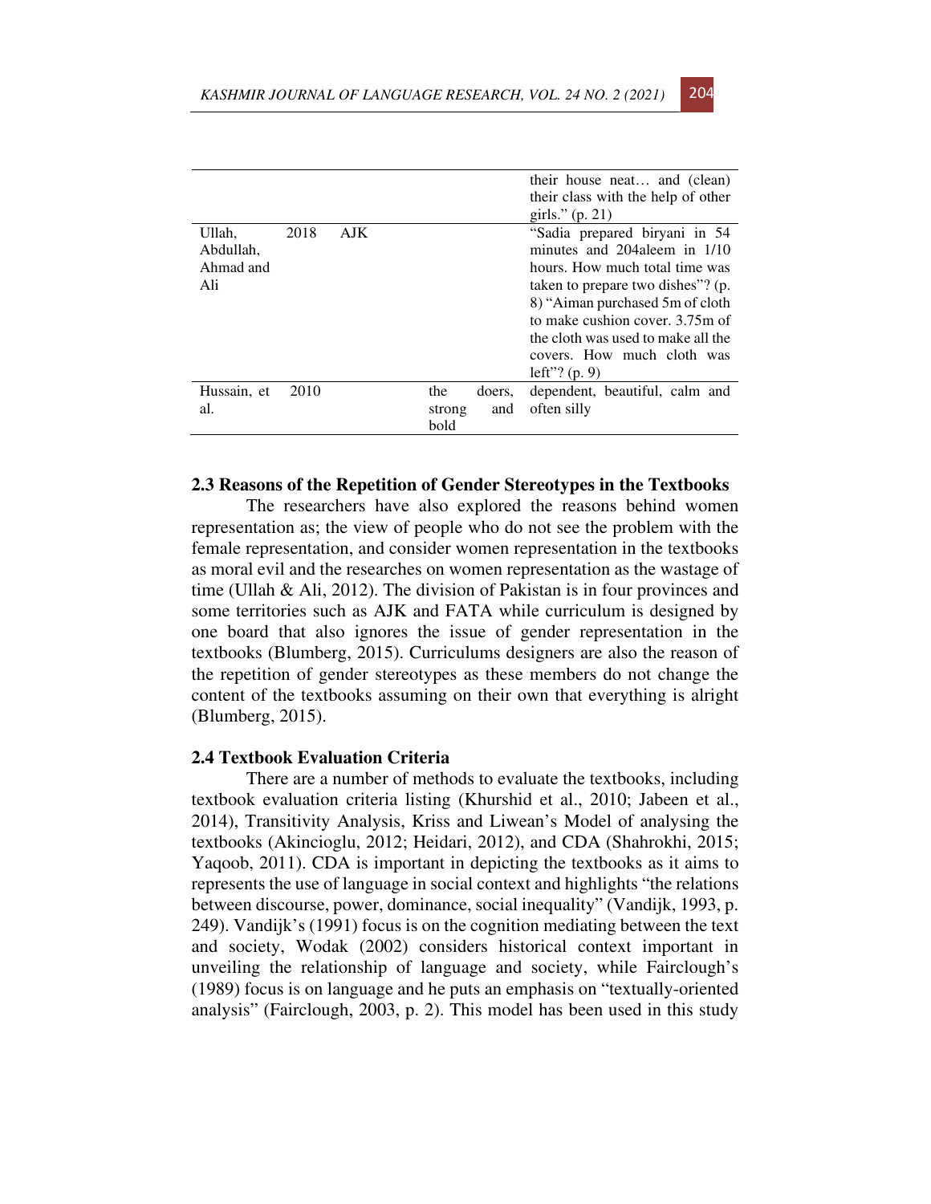| | | | | |
|---|---|---|---|---|
| | | | | their house neat… and (clean) their class with the help of other girls." (p. 21) |
| Ullah, Abdullah, Ahmad and Ali | 2018 | AJK | | "Sadia prepared biryani in 54 minutes and 204aleem in 1/10 hours. How much total time was taken to prepare two dishes"? (p. 8) "Aiman purchased 5m of cloth to make cushion cover. 3.75m of the cloth was used to make all the covers. How much cloth was left"? (p. 9) |
| Hussain, et al. | 2010 | | the doers, strong and bold | dependent, beautiful, calm and often silly |

### 2.3 Reasons of the Repetition of Gender Stereotypes in the Textbooks

The researchers have also explored the reasons behind women representation as; the view of people who do not see the problem with the female representation, and consider women representation in the textbooks as moral evil and the researches on women representation as the wastage of time (Ullah & Ali, 2012). The division of Pakistan is in four provinces and some territories such as AJK and FATA while curriculum is designed by one board that also ignores the issue of gender representation in the textbooks (Blumberg, 2015). Curriculums designers are also the reason of the repetition of gender stereotypes as these members do not change the content of the textbooks assuming on their own that everything is alright (Blumberg, 2015).

### 2.4 Textbook Evaluation Criteria

There are a number of methods to evaluate the textbooks, including textbook evaluation criteria listing (Khurshid et al., 2010; Jabeen et al., 2014), Transitivity Analysis, Kriss and Liwean's Model of analysing the textbooks (Akincioglu, 2012; Heidari, 2012), and CDA (Shahrokhi, 2015; Yaqoob, 2011). CDA is important in depicting the textbooks as it aims to represents the use of language in social context and highlights "the relations between discourse, power, dominance, social inequality" (Vandijk, 1993, p. 249). Vandijk's (1991) focus is on the cognition mediating between the text and society, Wodak (2002) considers historical context important in unveiling the relationship of language and society, while Fairclough's (1989) focus is on language and he puts an emphasis on "textually-oriented analysis" (Fairclough, 2003, p. 2). This model has been used in this study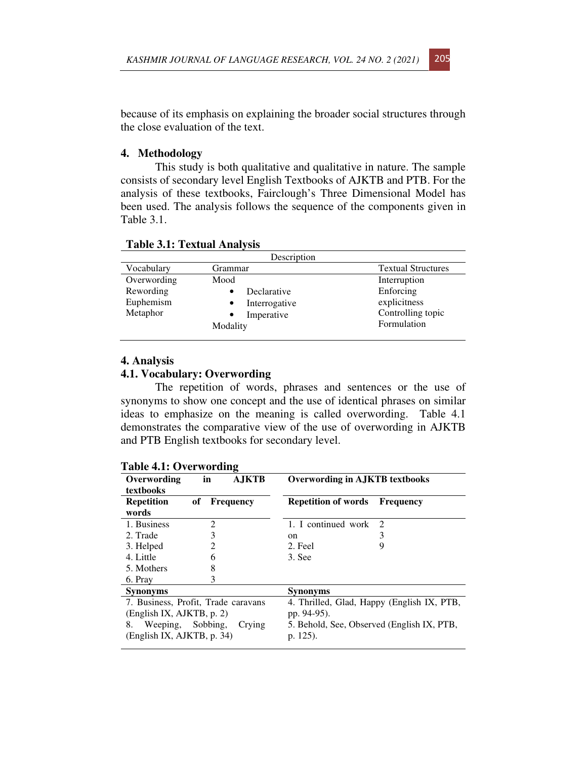because of its emphasis on explaining the broader social structures through the close evaluation of the text.

## 4. Methodology

This study is both qualitative and qualitative in nature. The sample consists of secondary level English Textbooks of AJKTB and PTB. For the analysis of these textbooks, Fairclough's Three Dimensional Model has been used. The analysis follows the sequence of the components given in Table 3.1.

**Table 3.1: Textual Analysis**

| Description | | |
|---|---|---|
| Vocabulary | Grammar | Textual Structures |
| Overwording<br>Rewording<br>Euphemism<br>Metaphor | Mood<br>• Declarative<br>• Interrogative<br>• Imperative<br>Modality | Interruption<br>Enforcing explicitness<br>Controlling topic<br>Formulation |

## 4. Analysis

### 4.1. Vocabulary: Overwording

The repetition of words, phrases and sentences or the use of synonyms to show one concept and the use of identical phrases on similar ideas to emphasize on the meaning is called overwording. Table 4.1 demonstrates the comparative view of the use of overwording in AJKTB and PTB English textbooks for secondary level.

**Table 4.1: Overwording**

| Overwording in AJKTB textbooks | | Overwording in AJKTB textbooks | |
|---|---|---|---|
| **Repetition of words** | **Frequency** | **Repetition of words** | **Frequency** |
| 1. Business | 2 | 1. I continued work on | 2 |
| 2. Trade | 3 | 2. Feel | 3 |
| 3. Helped | 2 | 3. See | 9 |
| 4. Little | 6 | | |
| 5. Mothers | 8 | | |
| 6. Pray | 3 | | |
| **Synonyms** | | **Synonyms** | |
| 7. Business, Profit, Trade caravans (English IX, AJKTB, p. 2) | | 4. Thrilled, Glad, Happy (English IX, PTB, pp. 94-95). | |
| 8. Weeping, Sobbing, Crying (English IX, AJKTB, p. 34) | | 5. Behold, See, Observed (English IX, PTB, p. 125). | |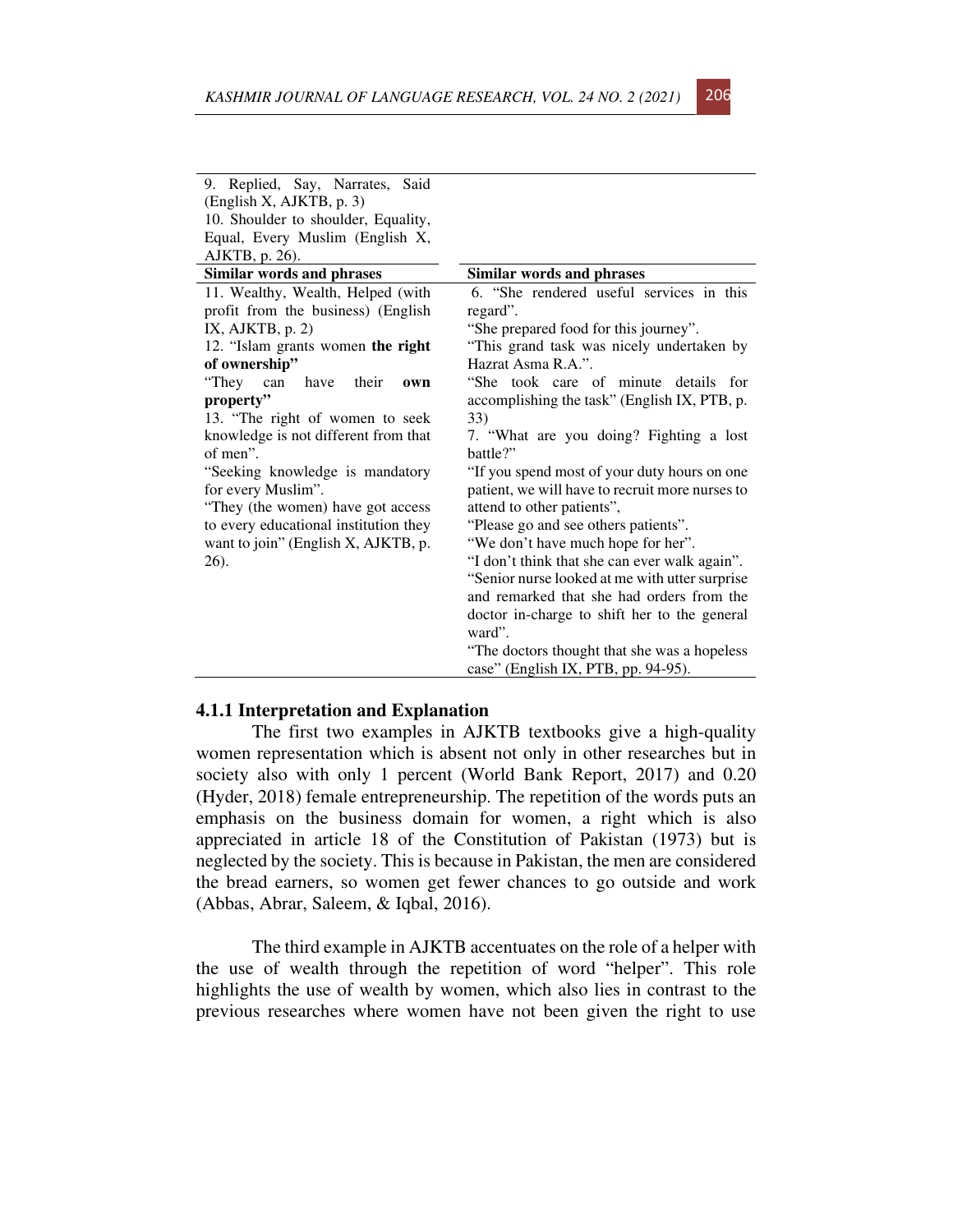| | |
|---|---|
| 9. Replied, Say, Narrates, Said (English X, AJKTB, p. 3)<br>10. Shoulder to shoulder, Equality, Equal, Every Muslim (English X, AJKTB, p. 26). | |
| **Similar words and phrases** | **Similar words and phrases** |
| 11. Wealthy, Wealth, Helped (with profit from the business) (English IX, AJKTB, p. 2)<br>12. "Islam grants women **the right of ownership"**<br>"They can have their **own property"**<br>13. "The right of women to seek knowledge is not different from that of men".<br>"Seeking knowledge is mandatory for every Muslim".<br>"They (the women) have got access to every educational institution they want to join" (English X, AJKTB, p. 26). | 6. "She rendered useful services in this regard".<br>"She prepared food for this journey".<br>"This grand task was nicely undertaken by Hazrat Asma R.A.".<br>"She took care of minute details for accomplishing the task" (English IX, PTB, p. 33)<br>7. "What are you doing? Fighting a lost battle?"<br>"If you spend most of your duty hours on one patient, we will have to recruit more nurses to attend to other patients",<br>"Please go and see others patients".<br>"We don't have much hope for her".<br>"I don't think that she can ever walk again".<br>"Senior nurse looked at me with utter surprise and remarked that she had orders from the doctor in-charge to shift her to the general ward".<br>"The doctors thought that she was a hopeless case" (English IX, PTB, pp. 94-95). |

### 4.1.1 Interpretation and Explanation

The first two examples in AJKTB textbooks give a high-quality women representation which is absent not only in other researches but in society also with only 1 percent (World Bank Report, 2017) and 0.20 (Hyder, 2018) female entrepreneurship. The repetition of the words puts an emphasis on the business domain for women, a right which is also appreciated in article 18 of the Constitution of Pakistan (1973) but is neglected by the society. This is because in Pakistan, the men are considered the bread earners, so women get fewer chances to go outside and work (Abbas, Abrar, Saleem, & Iqbal, 2016).

The third example in AJKTB accentuates on the role of a helper with the use of wealth through the repetition of word "helper". This role highlights the use of wealth by women, which also lies in contrast to the previous researches where women have not been given the right to use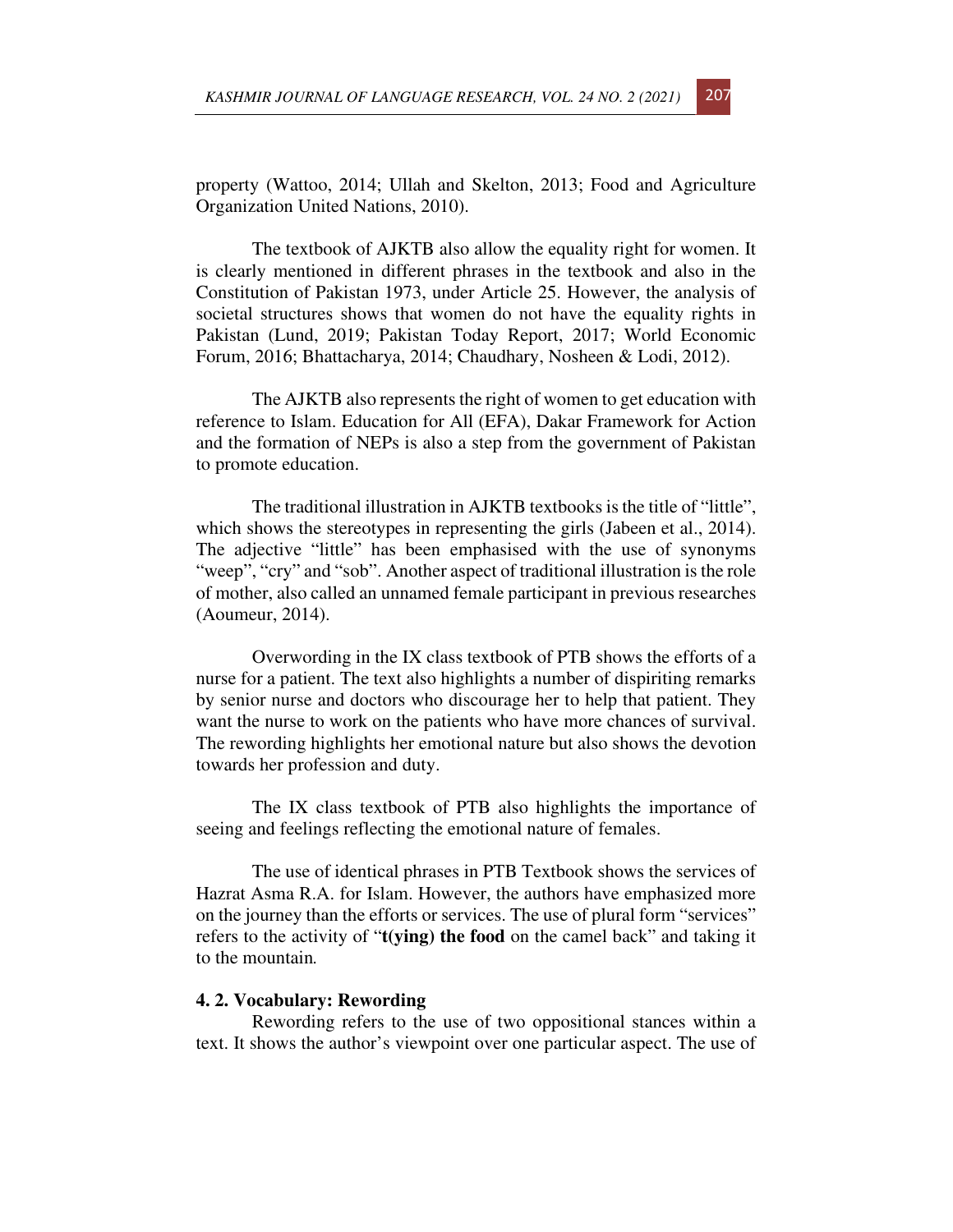property (Wattoo, 2014; Ullah and Skelton, 2013; Food and Agriculture Organization United Nations, 2010).

The textbook of AJKTB also allow the equality right for women. It is clearly mentioned in different phrases in the textbook and also in the Constitution of Pakistan 1973, under Article 25. However, the analysis of societal structures shows that women do not have the equality rights in Pakistan (Lund, 2019; Pakistan Today Report, 2017; World Economic Forum, 2016; Bhattacharya, 2014; Chaudhary, Nosheen & Lodi, 2012).

The AJKTB also represents the right of women to get education with reference to Islam. Education for All (EFA), Dakar Framework for Action and the formation of NEPs is also a step from the government of Pakistan to promote education.

The traditional illustration in AJKTB textbooks is the title of "little", which shows the stereotypes in representing the girls (Jabeen et al., 2014). The adjective "little" has been emphasised with the use of synonyms "weep", "cry" and "sob". Another aspect of traditional illustration is the role of mother, also called an unnamed female participant in previous researches (Aoumeur, 2014).

Overwording in the IX class textbook of PTB shows the efforts of a nurse for a patient. The text also highlights a number of dispiriting remarks by senior nurse and doctors who discourage her to help that patient. They want the nurse to work on the patients who have more chances of survival. The rewording highlights her emotional nature but also shows the devotion towards her profession and duty.

The IX class textbook of PTB also highlights the importance of seeing and feelings reflecting the emotional nature of females.

The use of identical phrases in PTB Textbook shows the services of Hazrat Asma R.A. for Islam. However, the authors have emphasized more on the journey than the efforts or services. The use of plural form "services" refers to the activity of "**t(ying) the food** on the camel back" and taking it to the mountain.

### 4. 2. Vocabulary: Rewording

Rewording refers to the use of two oppositional stances within a text. It shows the author's viewpoint over one particular aspect. The use of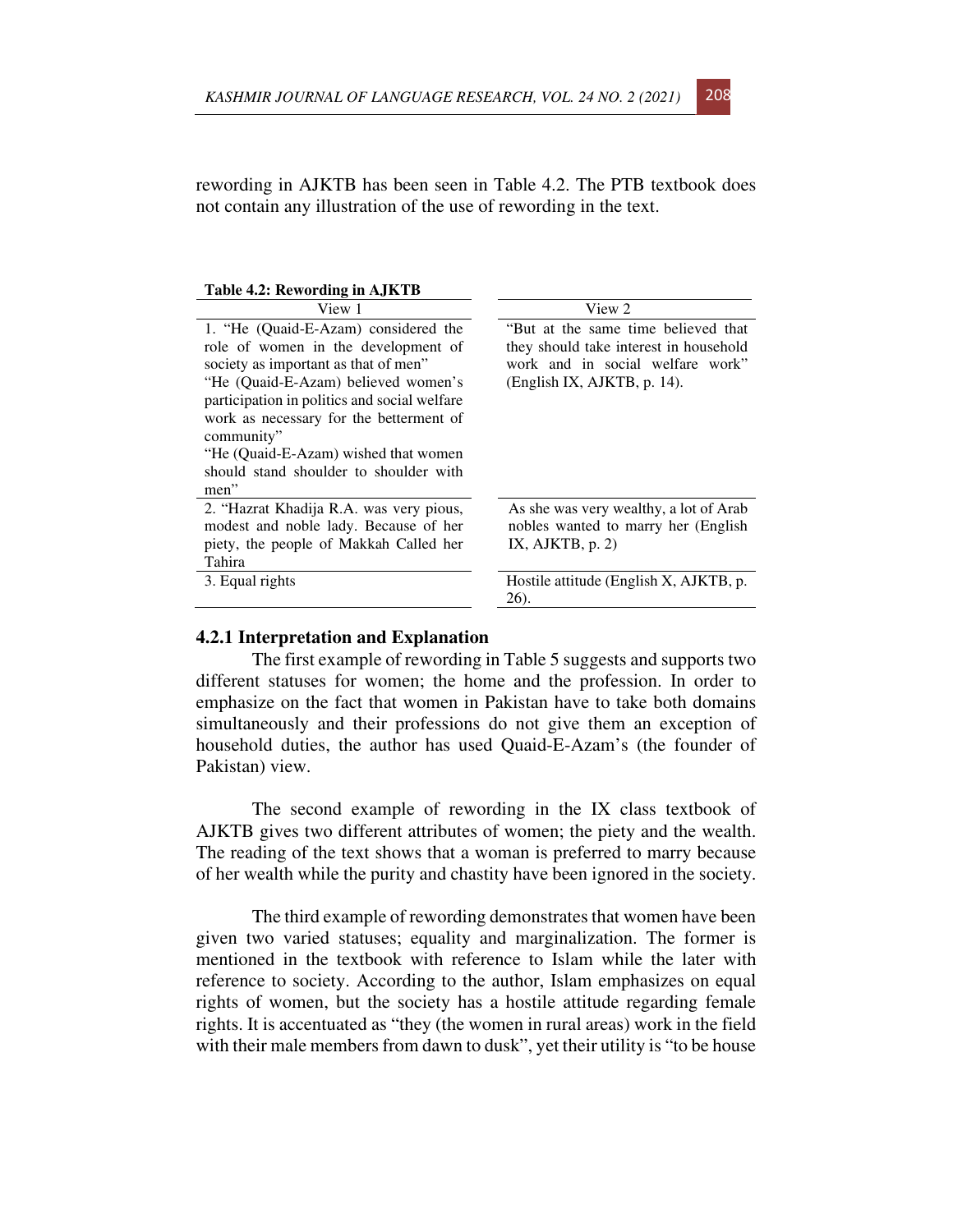rewording in AJKTB has been seen in Table 4.2. The PTB textbook does not contain any illustration of the use of rewording in the text.

**Table 4.2: Rewording in AJKTB**

| View 1 | View 2 |
|---|---|
| 1. "He (Quaid-E-Azam) considered the role of women in the development of society as important as that of men" "He (Quaid-E-Azam) believed women's participation in politics and social welfare work as necessary for the betterment of community" "He (Quaid-E-Azam) wished that women should stand shoulder to shoulder with men" | "But at the same time believed that they should take interest in household work and in social welfare work" (English IX, AJKTB, p. 14). |
| 2. "Hazrat Khadija R.A. was very pious, modest and noble lady. Because of her piety, the people of Makkah Called her Tahira | As she was very wealthy, a lot of Arab nobles wanted to marry her (English IX, AJKTB, p. 2) |
| 3. Equal rights | Hostile attitude (English X, AJKTB, p. 26). |

### 4.2.1 Interpretation and Explanation

The first example of rewording in Table 5 suggests and supports two different statuses for women; the home and the profession. In order to emphasize on the fact that women in Pakistan have to take both domains simultaneously and their professions do not give them an exception of household duties, the author has used Quaid-E-Azam's (the founder of Pakistan) view.

The second example of rewording in the IX class textbook of AJKTB gives two different attributes of women; the piety and the wealth. The reading of the text shows that a woman is preferred to marry because of her wealth while the purity and chastity have been ignored in the society.

The third example of rewording demonstrates that women have been given two varied statuses; equality and marginalization. The former is mentioned in the textbook with reference to Islam while the later with reference to society. According to the author, Islam emphasizes on equal rights of women, but the society has a hostile attitude regarding female rights. It is accentuated as "they (the women in rural areas) work in the field with their male members from dawn to dusk", yet their utility is "to be house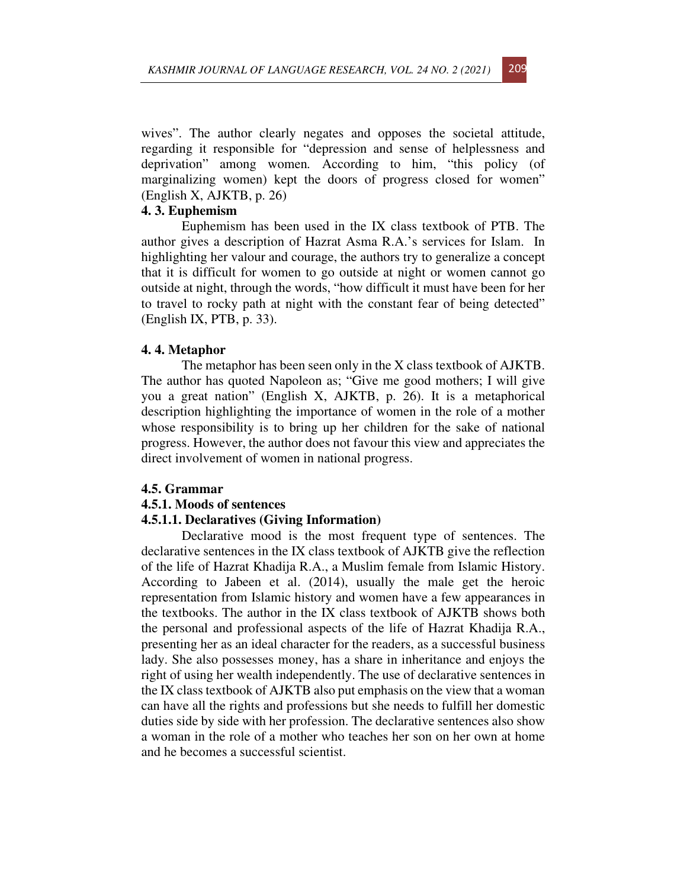wives". The author clearly negates and opposes the societal attitude, regarding it responsible for "depression and sense of helplessness and deprivation" among women. According to him, "this policy (of marginalizing women) kept the doors of progress closed for women" (English X, AJKTB, p. 26)

### 4. 3. Euphemism

Euphemism has been used in the IX class textbook of PTB. The author gives a description of Hazrat Asma R.A.'s services for Islam. In highlighting her valour and courage, the authors try to generalize a concept that it is difficult for women to go outside at night or women cannot go outside at night, through the words, "how difficult it must have been for her to travel to rocky path at night with the constant fear of being detected" (English IX, PTB, p. 33).

### 4. 4. Metaphor

The metaphor has been seen only in the X class textbook of AJKTB. The author has quoted Napoleon as; "Give me good mothers; I will give you a great nation" (English X, AJKTB, p. 26). It is a metaphorical description highlighting the importance of women in the role of a mother whose responsibility is to bring up her children for the sake of national progress. However, the author does not favour this view and appreciates the direct involvement of women in national progress.

### 4.5. Grammar

#### 4.5.1. Moods of sentences

##### 4.5.1.1. Declaratives (Giving Information)

Declarative mood is the most frequent type of sentences. The declarative sentences in the IX class textbook of AJKTB give the reflection of the life of Hazrat Khadija R.A., a Muslim female from Islamic History. According to Jabeen et al. (2014), usually the male get the heroic representation from Islamic history and women have a few appearances in the textbooks. The author in the IX class textbook of AJKTB shows both the personal and professional aspects of the life of Hazrat Khadija R.A., presenting her as an ideal character for the readers, as a successful business lady. She also possesses money, has a share in inheritance and enjoys the right of using her wealth independently. The use of declarative sentences in the IX class textbook of AJKTB also put emphasis on the view that a woman can have all the rights and professions but she needs to fulfill her domestic duties side by side with her profession. The declarative sentences also show a woman in the role of a mother who teaches her son on her own at home and he becomes a successful scientist.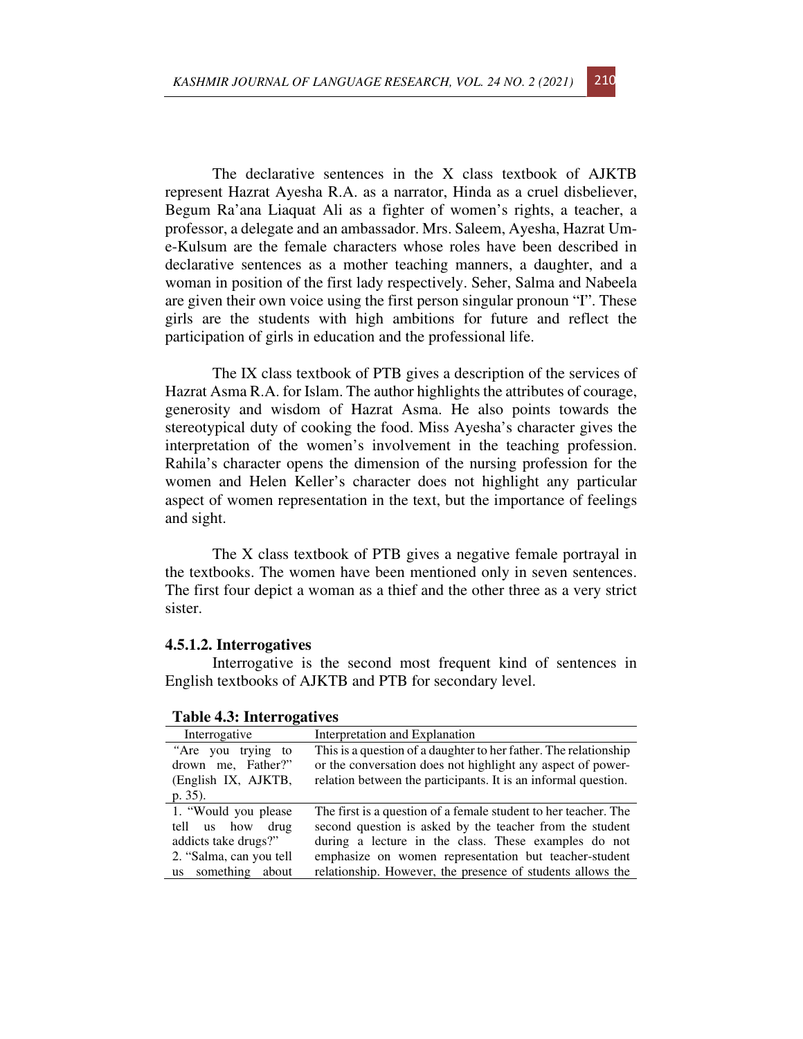The declarative sentences in the X class textbook of AJKTB represent Hazrat Ayesha R.A. as a narrator, Hinda as a cruel disbeliever, Begum Ra'ana Liaquat Ali as a fighter of women's rights, a teacher, a professor, a delegate and an ambassador. Mrs. Saleem, Ayesha, Hazrat Um-e-Kulsum are the female characters whose roles have been described in declarative sentences as a mother teaching manners, a daughter, and a woman in position of the first lady respectively. Seher, Salma and Nabeela are given their own voice using the first person singular pronoun "I". These girls are the students with high ambitions for future and reflect the participation of girls in education and the professional life.

The IX class textbook of PTB gives a description of the services of Hazrat Asma R.A. for Islam. The author highlights the attributes of courage, generosity and wisdom of Hazrat Asma. He also points towards the stereotypical duty of cooking the food. Miss Ayesha's character gives the interpretation of the women's involvement in the teaching profession. Rahila's character opens the dimension of the nursing profession for the women and Helen Keller's character does not highlight any particular aspect of women representation in the text, but the importance of feelings and sight.

The X class textbook of PTB gives a negative female portrayal in the textbooks. The women have been mentioned only in seven sentences. The first four depict a woman as a thief and the other three as a very strict sister.

#### 4.5.1.2. Interrogatives

Interrogative is the second most frequent kind of sentences in English textbooks of AJKTB and PTB for secondary level.

**Table 4.3: Interrogatives**

| Interrogative | Interpretation and Explanation |
|---|---|
| "Are you trying to drown me, Father?" (English IX, AJKTB, p. 35). | This is a question of a daughter to her father. The relationship or the conversation does not highlight any aspect of power-relation between the participants. It is an informal question. |
| 1. "Would you please tell us how drug addicts take drugs?" 2. "Salma, can you tell us something about | The first is a question of a female student to her teacher. The second question is asked by the teacher from the student during a lecture in the class. These examples do not emphasize on women representation but teacher-student relationship. However, the presence of students allows the |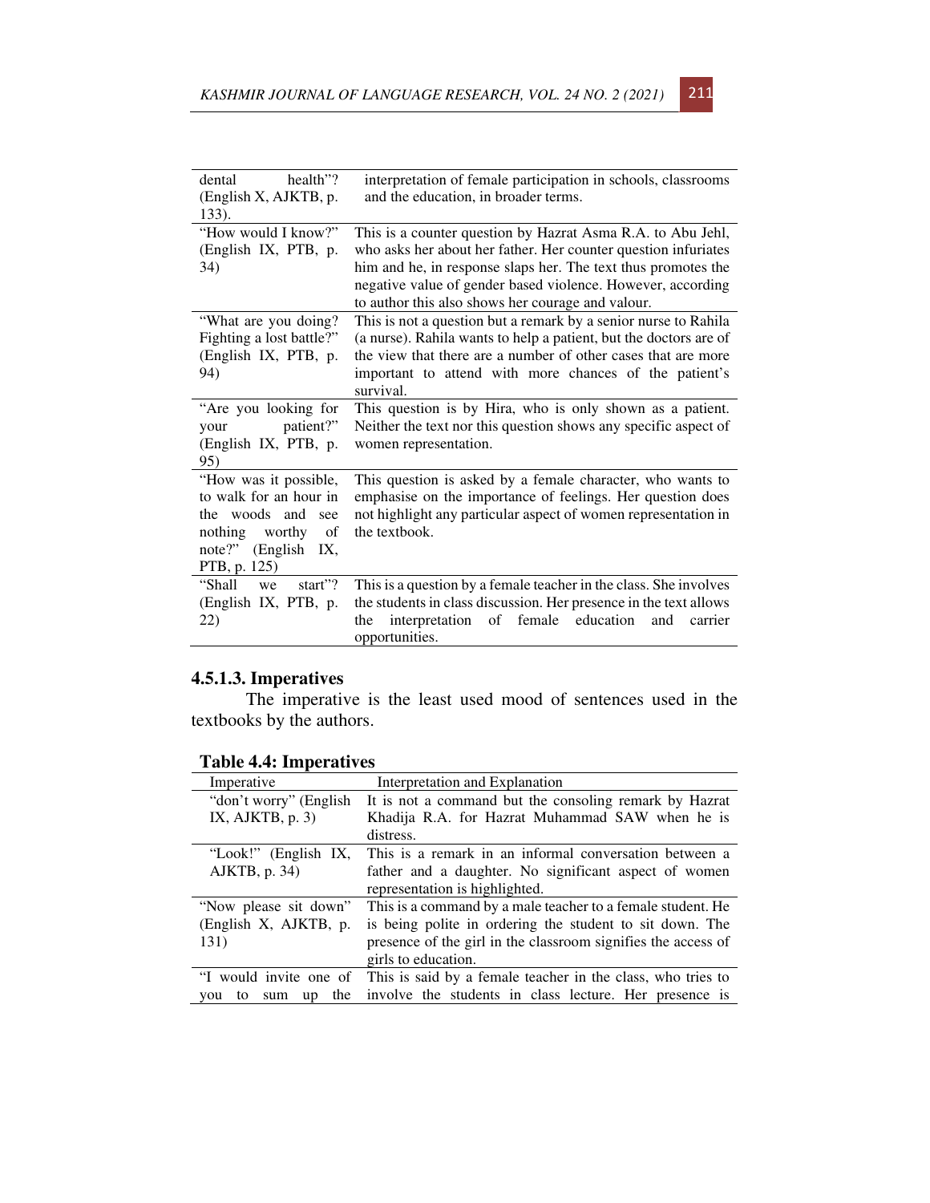| | |
|---|---|
| dental health"? (English X, AJKTB, p. 133). | interpretation of female participation in schools, classrooms and the education, in broader terms. |
| "How would I know?" (English IX, PTB, p. 34) | This is a counter question by Hazrat Asma R.A. to Abu Jehl, who asks her about her father. Her counter question infuriates him and he, in response slaps her. The text thus promotes the negative value of gender based violence. However, according to author this also shows her courage and valour. |
| "What are you doing? Fighting a lost battle?" (English IX, PTB, p. 94) | This is not a question but a remark by a senior nurse to Rahila (a nurse). Rahila wants to help a patient, but the doctors are of the view that there are a number of other cases that are more important to attend with more chances of the patient's survival. |
| "Are you looking for your patient?" (English IX, PTB, p. 95) | This question is by Hira, who is only shown as a patient. Neither the text nor this question shows any specific aspect of women representation. |
| "How was it possible, to walk for an hour in the woods and see nothing worthy of note?" (English IX, PTB, p. 125) | This question is asked by a female character, who wants to emphasise on the importance of feelings. Her question does not highlight any particular aspect of women representation in the textbook. |
| "Shall we start"? (English IX, PTB, p. 22) | This is a question by a female teacher in the class. She involves the students in class discussion. Her presence in the text allows the interpretation of female education and carrier opportunities. |

#### 4.5.1.3. Imperatives

The imperative is the least used mood of sentences used in the textbooks by the authors.

**Table 4.4: Imperatives**

| Imperative | Interpretation and Explanation |
|---|---|
| "don't worry" (English IX, AJKTB, p. 3) | It is not a command but the consoling remark by Hazrat Khadija R.A. for Hazrat Muhammad SAW when he is distress. |
| "Look!" (English IX, AJKTB, p. 34) | This is a remark in an informal conversation between a father and a daughter. No significant aspect of women representation is highlighted. |
| "Now please sit down" (English X, AJKTB, p. 131) | This is a command by a male teacher to a female student. He is being polite in ordering the student to sit down. The presence of the girl in the classroom signifies the access of girls to education. |
| "I would invite one of you to sum up the | This is said by a female teacher in the class, who tries to involve the students in class lecture. Her presence is |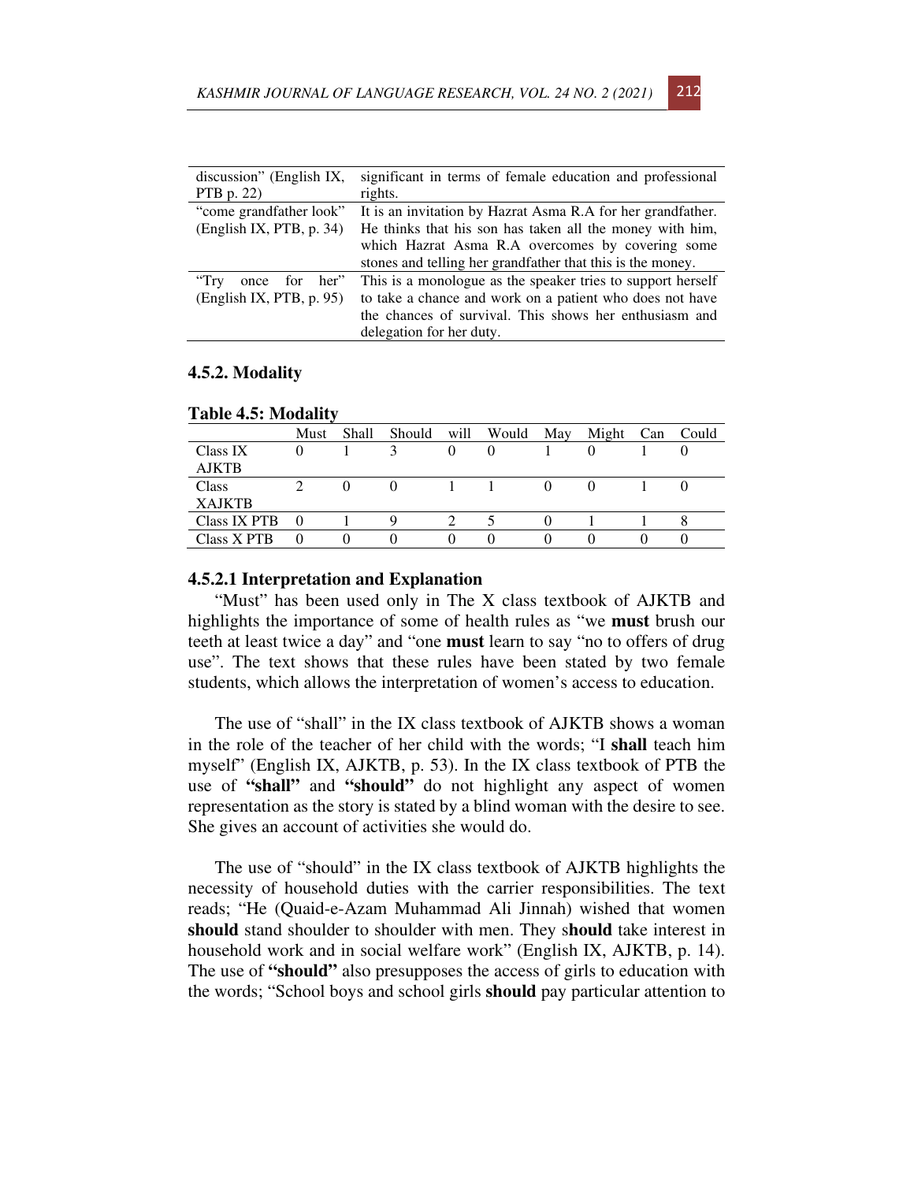| | |
|---|---|
| discussion" (English IX, PTB p. 22) | significant in terms of female education and professional rights. |
| "come grandfather look" (English IX, PTB, p. 34) | It is an invitation by Hazrat Asma R.A for her grandfather. He thinks that his son has taken all the money with him, which Hazrat Asma R.A overcomes by covering some stones and telling her grandfather that this is the money. |
| "Try once for her" (English IX, PTB, p. 95) | This is a monologue as the speaker tries to support herself to take a chance and work on a patient who does not have the chances of survival. This shows her enthusiasm and delegation for her duty. |

### 4.5.2. Modality

**Table 4.5: Modality**

| | Must | Shall | Should | will | Would | May | Might | Can | Could |
|---|---|---|---|---|---|---|---|---|---|
| Class IX AJKTB | 0 | 1 | 3 | 0 | 0 | 1 | 0 | 1 | 0 |
| Class XAJKTB | 2 | 0 | 0 | 1 | 1 | 0 | 0 | 1 | 0 |
| Class IX PTB | 0 | 1 | 9 | 2 | 5 | 0 | 1 | 1 | 8 |
| Class X PTB | 0 | 0 | 0 | 0 | 0 | 0 | 0 | 0 | 0 |

#### 4.5.2.1 Interpretation and Explanation

"Must" has been used only in The X class textbook of AJKTB and highlights the importance of some of health rules as "we **must** brush our teeth at least twice a day" and "one **must** learn to say "no to offers of drug use". The text shows that these rules have been stated by two female students, which allows the interpretation of women's access to education.

The use of "shall" in the IX class textbook of AJKTB shows a woman in the role of the teacher of her child with the words; "I **shall** teach him myself" (English IX, AJKTB, p. 53). In the IX class textbook of PTB the use of **"shall"** and **"should"** do not highlight any aspect of women representation as the story is stated by a blind woman with the desire to see. She gives an account of activities she would do.

The use of "should" in the IX class textbook of AJKTB highlights the necessity of household duties with the carrier responsibilities. The text reads; "He (Quaid-e-Azam Muhammad Ali Jinnah) wished that women **should** stand shoulder to shoulder with men. They s**hould** take interest in household work and in social welfare work" (English IX, AJKTB, p. 14). The use of **"should"** also presupposes the access of girls to education with the words; "School boys and school girls **should** pay particular attention to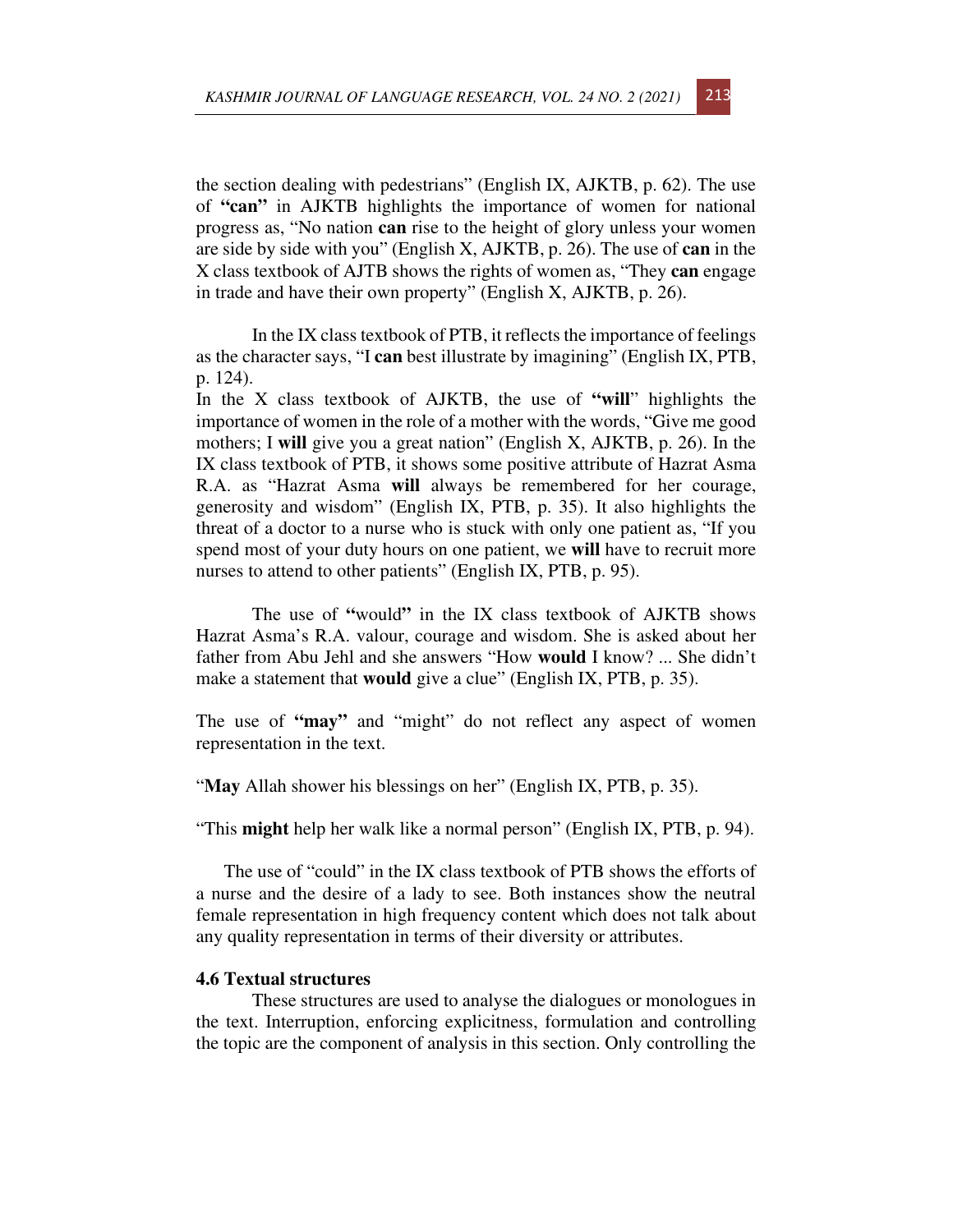the section dealing with pedestrians" (English IX, AJKTB, p. 62). The use of **"can"** in AJKTB highlights the importance of women for national progress as, "No nation **can** rise to the height of glory unless your women are side by side with you" (English X, AJKTB, p. 26). The use of **can** in the X class textbook of AJTB shows the rights of women as, "They **can** engage in trade and have their own property" (English X, AJKTB, p. 26).

In the IX class textbook of PTB, it reflects the importance of feelings as the character says, "I **can** best illustrate by imagining" (English IX, PTB, p. 124).

In the X class textbook of AJKTB, the use of **"will"** highlights the importance of women in the role of a mother with the words, "Give me good mothers; I **will** give you a great nation" (English X, AJKTB, p. 26). In the IX class textbook of PTB, it shows some positive attribute of Hazrat Asma R.A. as "Hazrat Asma **will** always be remembered for her courage, generosity and wisdom" (English IX, PTB, p. 35). It also highlights the threat of a doctor to a nurse who is stuck with only one patient as, "If you spend most of your duty hours on one patient, we **will** have to recruit more nurses to attend to other patients" (English IX, PTB, p. 95).

The use of **"would"** in the IX class textbook of AJKTB shows Hazrat Asma's R.A. valour, courage and wisdom. She is asked about her father from Abu Jehl and she answers "How **would** I know? ... She didn't make a statement that **would** give a clue" (English IX, PTB, p. 35).

The use of **"may"** and "might" do not reflect any aspect of women representation in the text.

"**May** Allah shower his blessings on her" (English IX, PTB, p. 35).

"This **might** help her walk like a normal person" (English IX, PTB, p. 94).

The use of "could" in the IX class textbook of PTB shows the efforts of a nurse and the desire of a lady to see. Both instances show the neutral female representation in high frequency content which does not talk about any quality representation in terms of their diversity or attributes.

### 4.6 Textual structures

These structures are used to analyse the dialogues or monologues in the text. Interruption, enforcing explicitness, formulation and controlling the topic are the component of analysis in this section. Only controlling the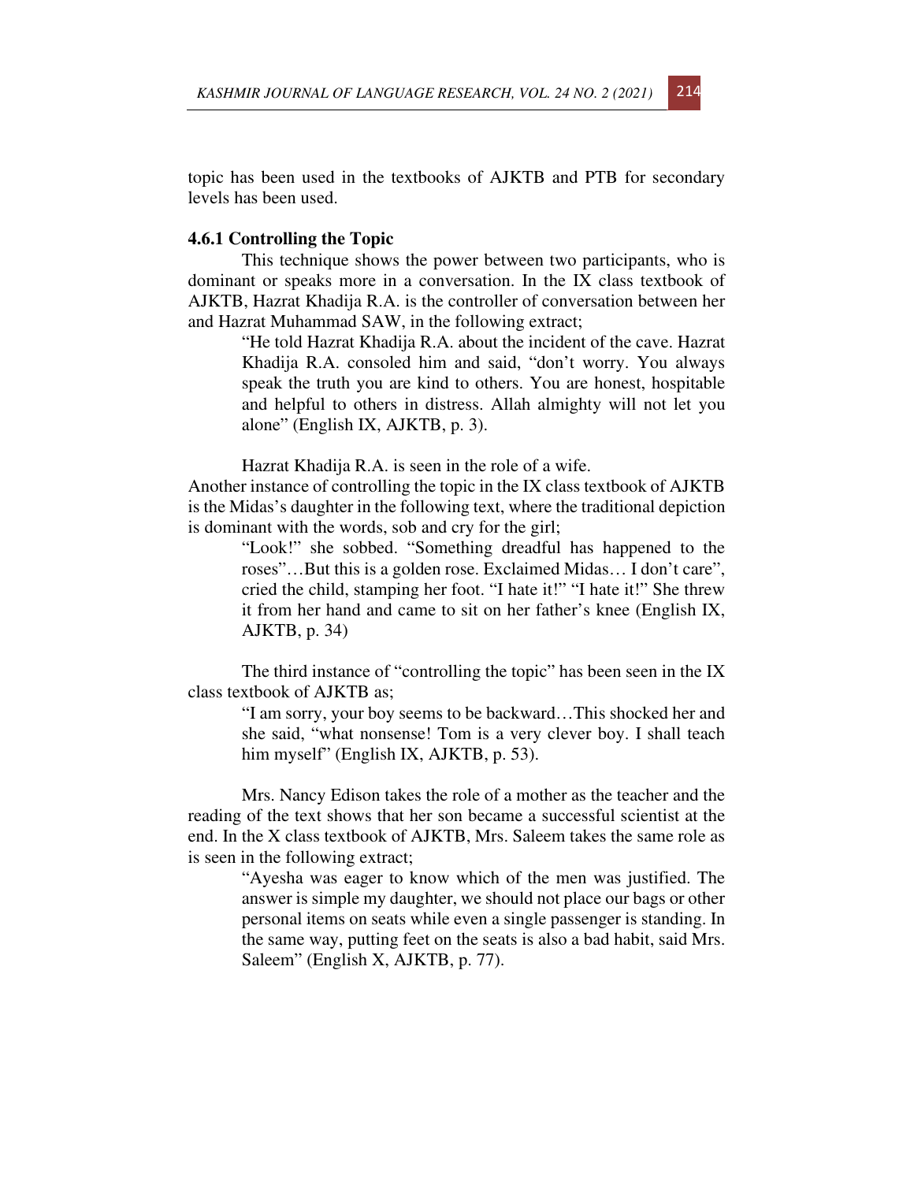topic has been used in the textbooks of AJKTB and PTB for secondary levels has been used.

### 4.6.1 Controlling the Topic

This technique shows the power between two participants, who is dominant or speaks more in a conversation. In the IX class textbook of AJKTB, Hazrat Khadija R.A. is the controller of conversation between her and Hazrat Muhammad SAW, in the following extract;

> "He told Hazrat Khadija R.A. about the incident of the cave. Hazrat Khadija R.A. consoled him and said, "don't worry. You always speak the truth you are kind to others. You are honest, hospitable and helpful to others in distress. Allah almighty will not let you alone" (English IX, AJKTB, p. 3).

Hazrat Khadija R.A. is seen in the role of a wife.
Another instance of controlling the topic in the IX class textbook of AJKTB is the Midas's daughter in the following text, where the traditional depiction is dominant with the words, sob and cry for the girl;

> "Look!" she sobbed. "Something dreadful has happened to the roses"…But this is a golden rose. Exclaimed Midas… I don't care", cried the child, stamping her foot. "I hate it!" "I hate it!" She threw it from her hand and came to sit on her father's knee (English IX, AJKTB, p. 34)

The third instance of "controlling the topic" has been seen in the IX class textbook of AJKTB as;

> "I am sorry, your boy seems to be backward…This shocked her and she said, "what nonsense! Tom is a very clever boy. I shall teach him myself" (English IX, AJKTB, p. 53).

Mrs. Nancy Edison takes the role of a mother as the teacher and the reading of the text shows that her son became a successful scientist at the end. In the X class textbook of AJKTB, Mrs. Saleem takes the same role as is seen in the following extract;

> "Ayesha was eager to know which of the men was justified. The answer is simple my daughter, we should not place our bags or other personal items on seats while even a single passenger is standing. In the same way, putting feet on the seats is also a bad habit, said Mrs. Saleem" (English X, AJKTB, p. 77).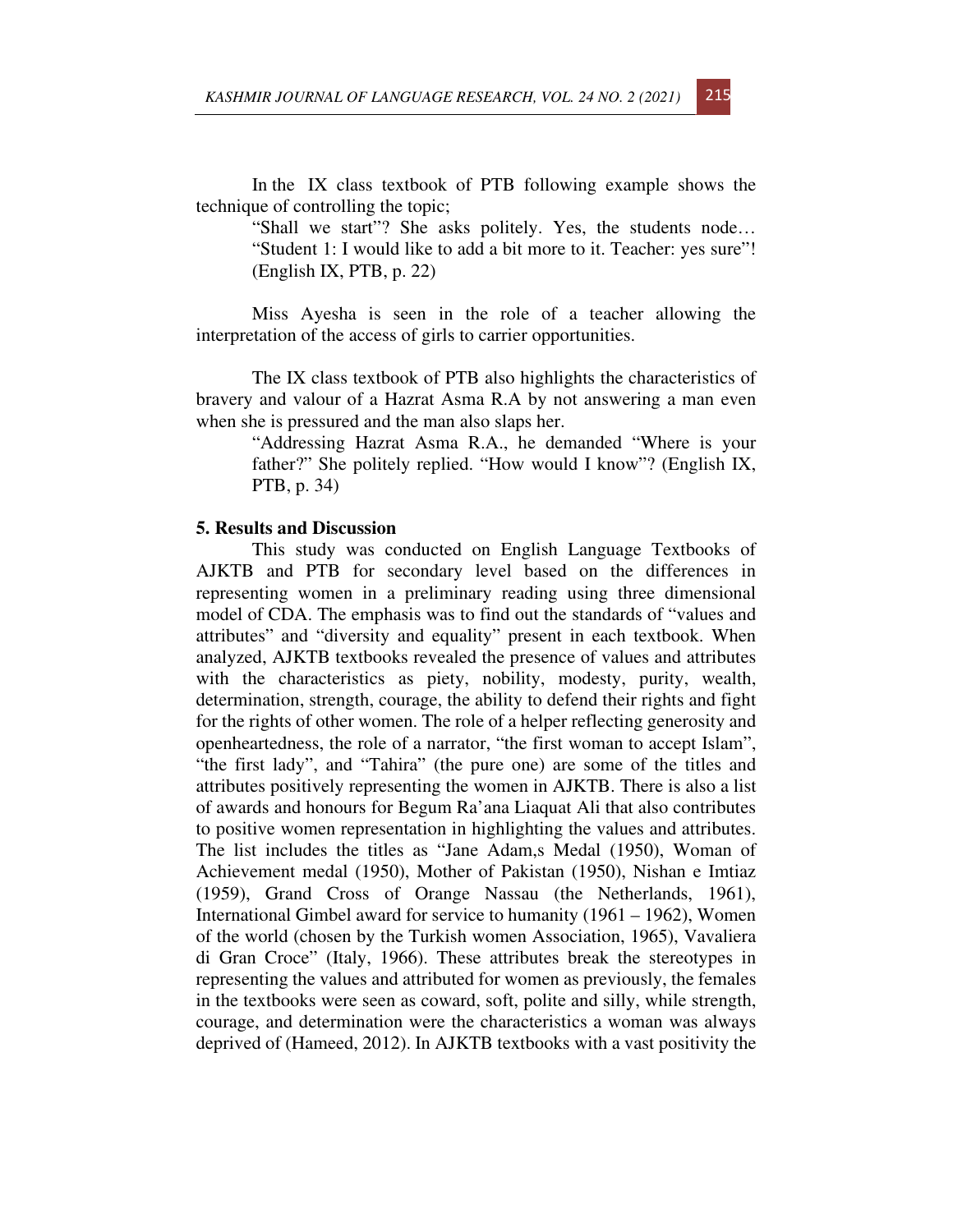In the IX class textbook of PTB following example shows the technique of controlling the topic;

> "Shall we start"? She asks politely. Yes, the students node… "Student 1: I would like to add a bit more to it. Teacher: yes sure"! (English IX, PTB, p. 22)

Miss Ayesha is seen in the role of a teacher allowing the interpretation of the access of girls to carrier opportunities.

The IX class textbook of PTB also highlights the characteristics of bravery and valour of a Hazrat Asma R.A by not answering a man even when she is pressured and the man also slaps her.

> "Addressing Hazrat Asma R.A., he demanded "Where is your father?" She politely replied. "How would I know"? (English IX, PTB, p. 34)

## 5. Results and Discussion

This study was conducted on English Language Textbooks of AJKTB and PTB for secondary level based on the differences in representing women in a preliminary reading using three dimensional model of CDA. The emphasis was to find out the standards of "values and attributes" and "diversity and equality" present in each textbook. When analyzed, AJKTB textbooks revealed the presence of values and attributes with the characteristics as piety, nobility, modesty, purity, wealth, determination, strength, courage, the ability to defend their rights and fight for the rights of other women. The role of a helper reflecting generosity and openheartedness, the role of a narrator, "the first woman to accept Islam", "the first lady", and "Tahira" (the pure one) are some of the titles and attributes positively representing the women in AJKTB. There is also a list of awards and honours for Begum Ra'ana Liaquat Ali that also contributes to positive women representation in highlighting the values and attributes. The list includes the titles as "Jane Adam,s Medal (1950), Woman of Achievement medal (1950), Mother of Pakistan (1950), Nishan e Imtiaz (1959), Grand Cross of Orange Nassau (the Netherlands, 1961), International Gimbel award for service to humanity (1961 – 1962), Women of the world (chosen by the Turkish women Association, 1965), Vavaliera di Gran Croce" (Italy, 1966). These attributes break the stereotypes in representing the values and attributed for women as previously, the females in the textbooks were seen as coward, soft, polite and silly, while strength, courage, and determination were the characteristics a woman was always deprived of (Hameed, 2012). In AJKTB textbooks with a vast positivity the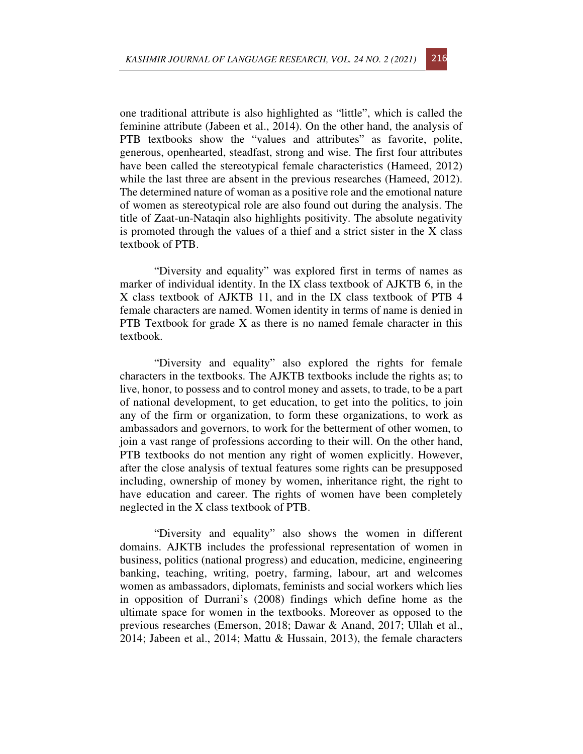one traditional attribute is also highlighted as "little", which is called the feminine attribute (Jabeen et al., 2014). On the other hand, the analysis of PTB textbooks show the "values and attributes" as favorite, polite, generous, openhearted, steadfast, strong and wise. The first four attributes have been called the stereotypical female characteristics (Hameed, 2012) while the last three are absent in the previous researches (Hameed, 2012). The determined nature of woman as a positive role and the emotional nature of women as stereotypical role are also found out during the analysis. The title of Zaat-un-Nataqin also highlights positivity. The absolute negativity is promoted through the values of a thief and a strict sister in the X class textbook of PTB.

"Diversity and equality" was explored first in terms of names as marker of individual identity. In the IX class textbook of AJKTB 6, in the X class textbook of AJKTB 11, and in the IX class textbook of PTB 4 female characters are named. Women identity in terms of name is denied in PTB Textbook for grade X as there is no named female character in this textbook.

"Diversity and equality" also explored the rights for female characters in the textbooks. The AJKTB textbooks include the rights as; to live, honor, to possess and to control money and assets, to trade, to be a part of national development, to get education, to get into the politics, to join any of the firm or organization, to form these organizations, to work as ambassadors and governors, to work for the betterment of other women, to join a vast range of professions according to their will. On the other hand, PTB textbooks do not mention any right of women explicitly. However, after the close analysis of textual features some rights can be presupposed including, ownership of money by women, inheritance right, the right to have education and career. The rights of women have been completely neglected in the X class textbook of PTB.

"Diversity and equality" also shows the women in different domains. AJKTB includes the professional representation of women in business, politics (national progress) and education, medicine, engineering banking, teaching, writing, poetry, farming, labour, art and welcomes women as ambassadors, diplomats, feminists and social workers which lies in opposition of Durrani's (2008) findings which define home as the ultimate space for women in the textbooks. Moreover as opposed to the previous researches (Emerson, 2018; Dawar & Anand, 2017; Ullah et al., 2014; Jabeen et al., 2014; Mattu & Hussain, 2013), the female characters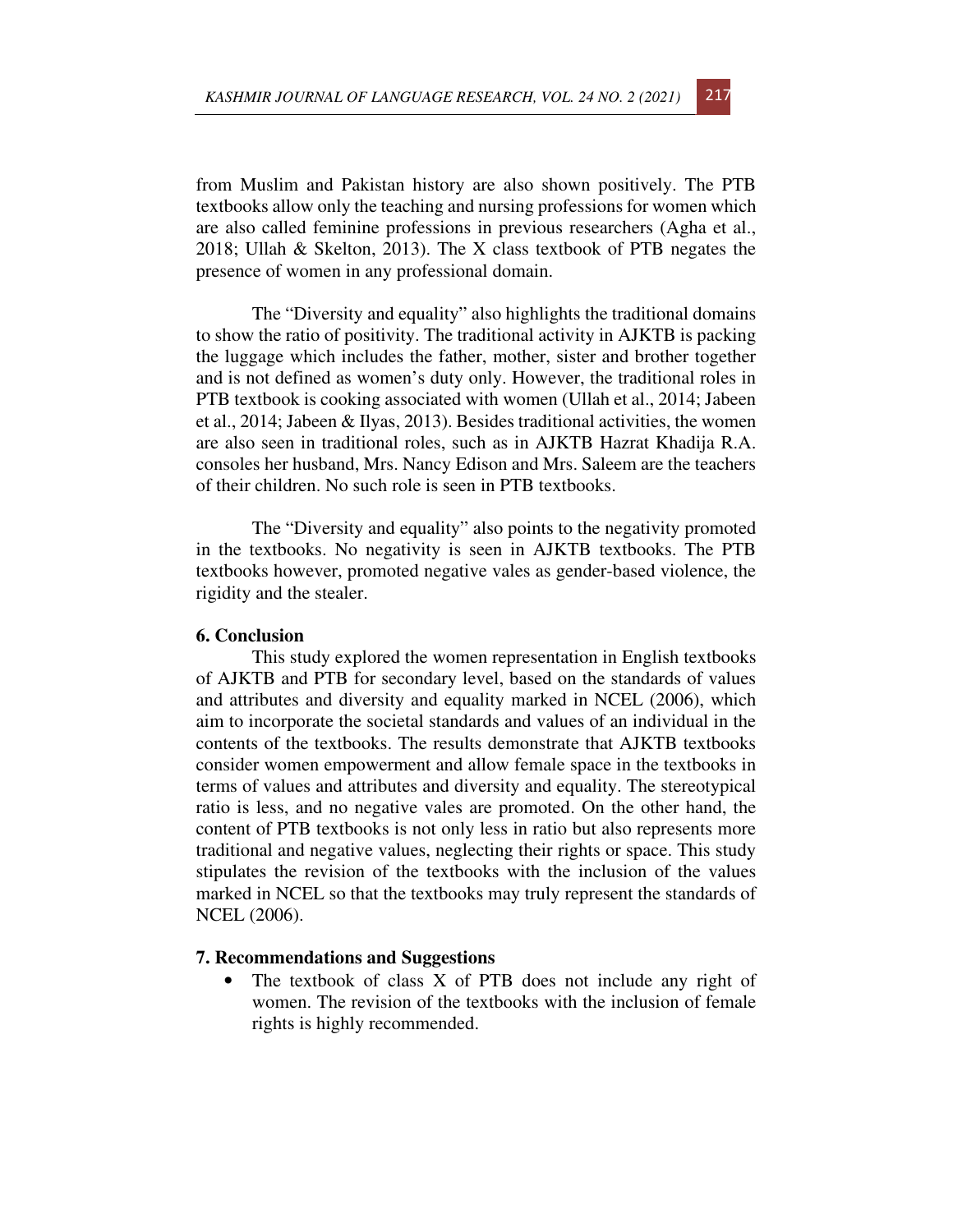from Muslim and Pakistan history are also shown positively. The PTB textbooks allow only the teaching and nursing professions for women which are also called feminine professions in previous researchers (Agha et al., 2018; Ullah & Skelton, 2013). The X class textbook of PTB negates the presence of women in any professional domain.

The "Diversity and equality" also highlights the traditional domains to show the ratio of positivity. The traditional activity in AJKTB is packing the luggage which includes the father, mother, sister and brother together and is not defined as women's duty only. However, the traditional roles in PTB textbook is cooking associated with women (Ullah et al., 2014; Jabeen et al., 2014; Jabeen & Ilyas, 2013). Besides traditional activities, the women are also seen in traditional roles, such as in AJKTB Hazrat Khadija R.A. consoles her husband, Mrs. Nancy Edison and Mrs. Saleem are the teachers of their children. No such role is seen in PTB textbooks.

The "Diversity and equality" also points to the negativity promoted in the textbooks. No negativity is seen in AJKTB textbooks. The PTB textbooks however, promoted negative vales as gender-based violence, the rigidity and the stealer.

## 6. Conclusion

This study explored the women representation in English textbooks of AJKTB and PTB for secondary level, based on the standards of values and attributes and diversity and equality marked in NCEL (2006), which aim to incorporate the societal standards and values of an individual in the contents of the textbooks. The results demonstrate that AJKTB textbooks consider women empowerment and allow female space in the textbooks in terms of values and attributes and diversity and equality. The stereotypical ratio is less, and no negative vales are promoted. On the other hand, the content of PTB textbooks is not only less in ratio but also represents more traditional and negative values, neglecting their rights or space. This study stipulates the revision of the textbooks with the inclusion of the values marked in NCEL so that the textbooks may truly represent the standards of NCEL (2006).

## 7. Recommendations and Suggestions

- The textbook of class X of PTB does not include any right of women. The revision of the textbooks with the inclusion of female rights is highly recommended.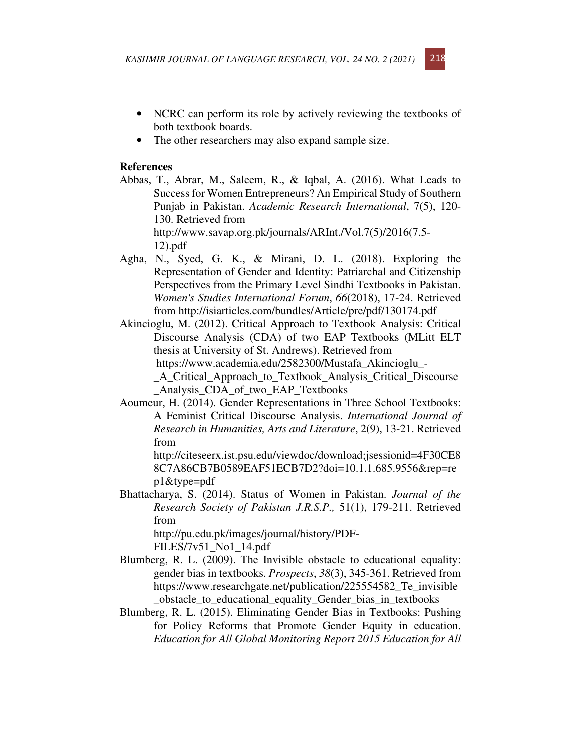- NCRC can perform its role by actively reviewing the textbooks of both textbook boards.
- The other researchers may also expand sample size.

## References

Abbas, T., Abrar, M., Saleem, R., & Iqbal, A. (2016). What Leads to Success for Women Entrepreneurs? An Empirical Study of Southern Punjab in Pakistan. *Academic Research International*, 7(5), 120-130. Retrieved from http://www.savap.org.pk/journals/ARInt./Vol.7(5)/2016(7.5-12).pdf

Agha, N., Syed, G. K., & Mirani, D. L. (2018). Exploring the Representation of Gender and Identity: Patriarchal and Citizenship Perspectives from the Primary Level Sindhi Textbooks in Pakistan. *Women's Studies International Forum*, *66*(2018), 17-24. Retrieved from http://isiarticles.com/bundles/Article/pre/pdf/130174.pdf

Akincioglu, M. (2012). Critical Approach to Textbook Analysis: Critical Discourse Analysis (CDA) of two EAP Textbooks (MLitt ELT thesis at University of St. Andrews). Retrieved from https://www.academia.edu/2582300/Mustafa_Akincioglu_-_A_Critical_Approach_to_Textbook_Analysis_Critical_Discourse_Analysis_CDA_of_two_EAP_Textbooks

Aoumeur, H. (2014). Gender Representations in Three School Textbooks: A Feminist Critical Discourse Analysis. *International Journal of Research in Humanities, Arts and Literature*, 2(9), 13-21. Retrieved from http://citeseerx.ist.psu.edu/viewdoc/download;jsessionid=4F30CE88C7A86CB7B0589EAF51ECB7D2?doi=10.1.1.685.9556&rep=rep1&type=pdf

Bhattacharya, S. (2014). Status of Women in Pakistan. *Journal of the Research Society of Pakistan J.R.S.P.,* 51(1), 179-211. Retrieved from http://pu.edu.pk/images/journal/history/PDF-FILES/7v51_No1_14.pdf

Blumberg, R. L. (2009). The Invisible obstacle to educational equality: gender bias in textbooks. *Prospects*, *38*(3), 345-361. Retrieved from https://www.researchgate.net/publication/225554582_Te_invisible_obstacle_to_educational_equality_Gender_bias_in_textbooks

Blumberg, R. L. (2015). Eliminating Gender Bias in Textbooks: Pushing for Policy Reforms that Promote Gender Equity in education. *Education for All Global Monitoring Report 2015 Education for All*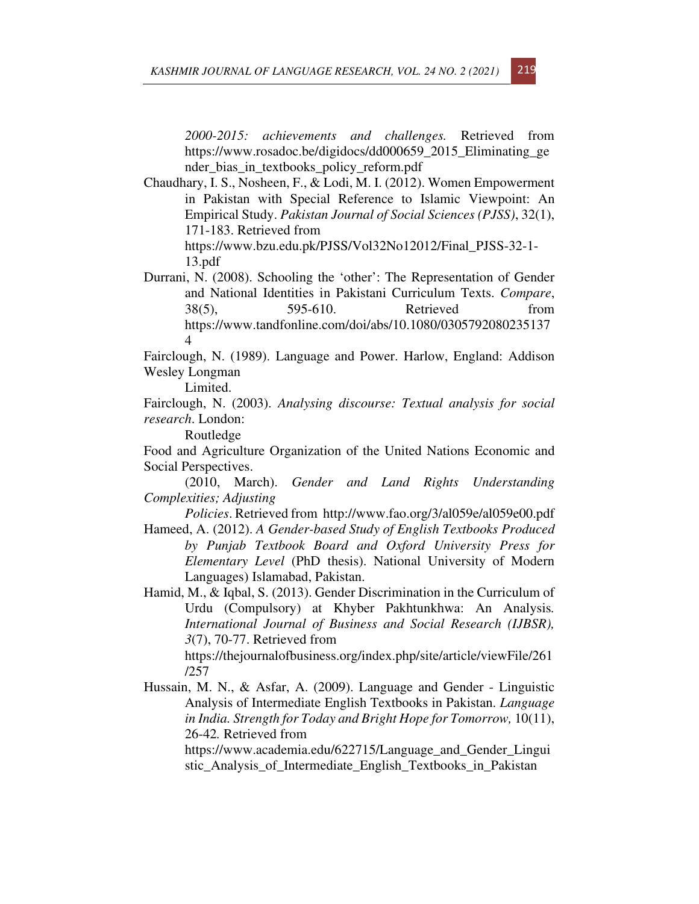*2000-2015: achievements and challenges.* Retrieved from https://www.rosadoc.be/digidocs/dd000659_2015_Eliminating_gender_bias_in_textbooks_policy_reform.pdf

Chaudhary, I. S., Nosheen, F., & Lodi, M. I. (2012). Women Empowerment in Pakistan with Special Reference to Islamic Viewpoint: An Empirical Study. *Pakistan Journal of Social Sciences (PJSS)*, 32(1), 171-183. Retrieved from https://www.bzu.edu.pk/PJSS/Vol32No12012/Final_PJSS-32-1-13.pdf

Durrani, N. (2008). Schooling the 'other': The Representation of Gender and National Identities in Pakistani Curriculum Texts. *Compare*, 38(5), 595-610. Retrieved from https://www.tandfonline.com/doi/abs/10.1080/03057920802351374

Fairclough, N. (1989). Language and Power. Harlow, England: Addison Wesley Longman Limited.

Fairclough, N. (2003). *Analysing discourse: Textual analysis for social research*. London: Routledge

Food and Agriculture Organization of the United Nations Economic and Social Perspectives. (2010, March). *Gender and Land Rights Understanding Complexities; Adjusting Policies*. Retrieved from http://www.fao.org/3/al059e/al059e00.pdf

Hameed, A. (2012). *A Gender-based Study of English Textbooks Produced by Punjab Textbook Board and Oxford University Press for Elementary Level* (PhD thesis). National University of Modern Languages) Islamabad, Pakistan.

Hamid, M., & Iqbal, S. (2013). Gender Discrimination in the Curriculum of Urdu (Compulsory) at Khyber Pakhtunkhwa: An Analysis. *International Journal of Business and Social Research (IJBSR), 3*(7), 70-77. Retrieved from https://thejournalofbusiness.org/index.php/site/article/viewFile/261/257

Hussain, M. N., & Asfar, A. (2009). Language and Gender - Linguistic Analysis of Intermediate English Textbooks in Pakistan. *Language in India. Strength for Today and Bright Hope for Tomorrow,* 10(11), 26-42. Retrieved from https://www.academia.edu/622715/Language_and_Gender_Linguistic_Analysis_of_Intermediate_English_Textbooks_in_Pakistan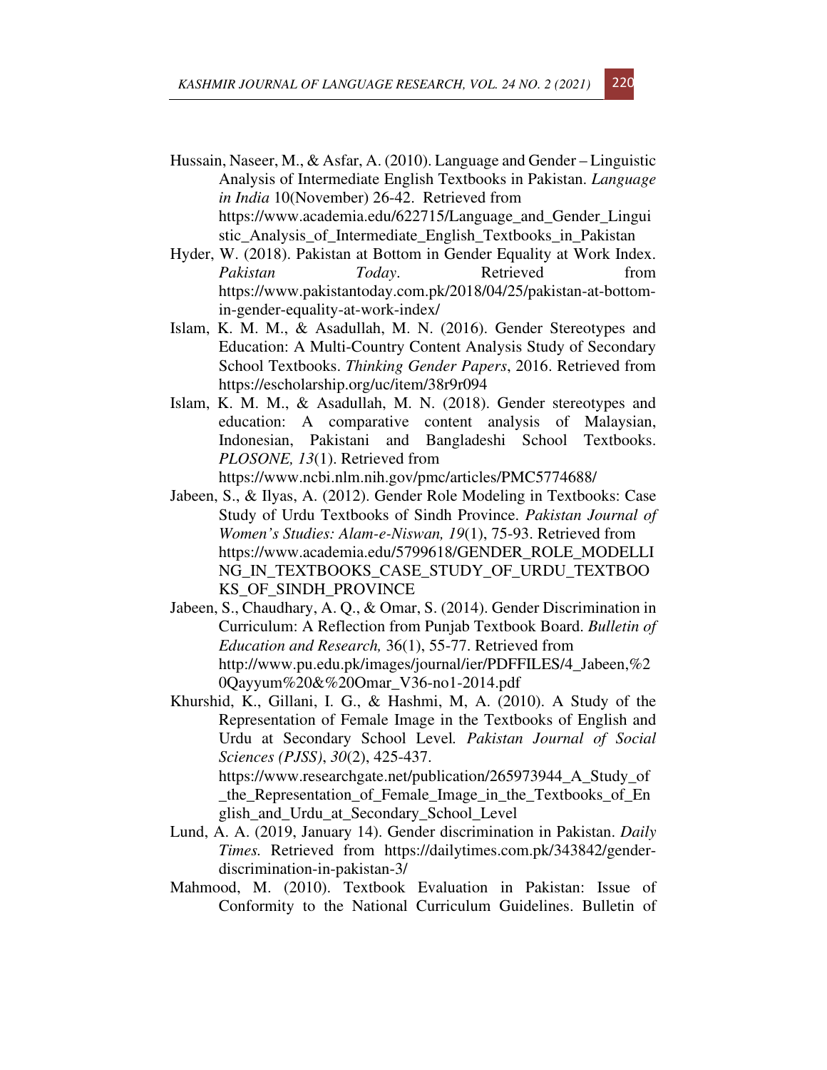Hussain, Naseer, M., & Asfar, A. (2010). Language and Gender – Linguistic Analysis of Intermediate English Textbooks in Pakistan. *Language in India* 10(November) 26-42. Retrieved from https://www.academia.edu/622715/Language_and_Gender_Linguistic_Analysis_of_Intermediate_English_Textbooks_in_Pakistan

Hyder, W. (2018). Pakistan at Bottom in Gender Equality at Work Index. *Pakistan Today*. Retrieved from https://www.pakistantoday.com.pk/2018/04/25/pakistan-at-bottom-in-gender-equality-at-work-index/

Islam, K. M. M., & Asadullah, M. N. (2016). Gender Stereotypes and Education: A Multi-Country Content Analysis Study of Secondary School Textbooks. *Thinking Gender Papers*, 2016. Retrieved from https://escholarship.org/uc/item/38r9r094

Islam, K. M. M., & Asadullah, M. N. (2018). Gender stereotypes and education: A comparative content analysis of Malaysian, Indonesian, Pakistani and Bangladeshi School Textbooks. *PLOSONE, 13*(1). Retrieved from https://www.ncbi.nlm.nih.gov/pmc/articles/PMC5774688/

Jabeen, S., & Ilyas, A. (2012). Gender Role Modeling in Textbooks: Case Study of Urdu Textbooks of Sindh Province. *Pakistan Journal of Women's Studies: Alam-e-Niswan, 19*(1), 75-93. Retrieved from https://www.academia.edu/5799618/GENDER_ROLE_MODELLING_IN_TEXTBOOKS_CASE_STUDY_OF_URDU_TEXTBOOKS_OF_SINDH_PROVINCE

Jabeen, S., Chaudhary, A. Q., & Omar, S. (2014). Gender Discrimination in Curriculum: A Reflection from Punjab Textbook Board. *Bulletin of Education and Research,* 36(1), 55-77. Retrieved from http://www.pu.edu.pk/images/journal/ier/PDFFILES/4_Jabeen,%20Qayyum%20&%20Omar_V36-no1-2014.pdf

Khurshid, K., Gillani, I. G., & Hashmi, M, A. (2010). A Study of the Representation of Female Image in the Textbooks of English and Urdu at Secondary School Level*. Pakistan Journal of Social Sciences (PJSS)*, *30*(2), 425-437. https://www.researchgate.net/publication/265973944_A_Study_of_the_Representation_of_Female_Image_in_the_Textbooks_of_English_and_Urdu_at_Secondary_School_Level

Lund, A. A. (2019, January 14). Gender discrimination in Pakistan. *Daily Times.* Retrieved from https://dailytimes.com.pk/343842/gender-discrimination-in-pakistan-3/

Mahmood, M. (2010). Textbook Evaluation in Pakistan: Issue of Conformity to the National Curriculum Guidelines. Bulletin of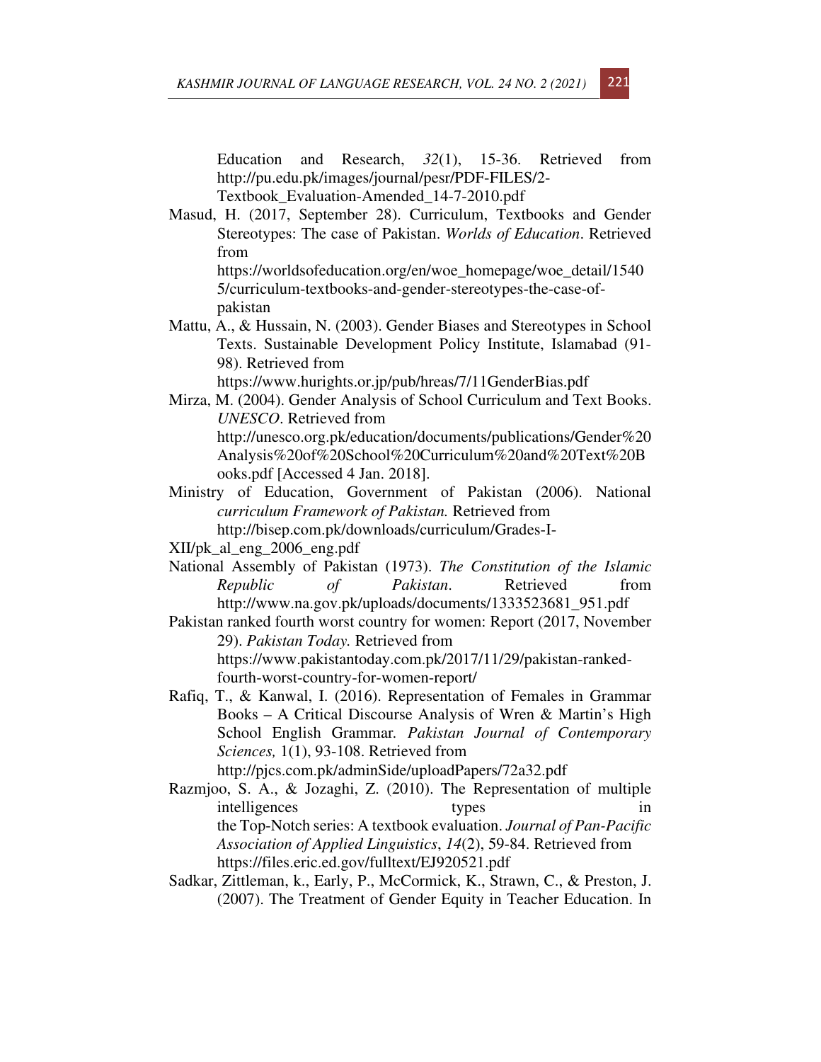Education and Research, *32*(1), 15-36. Retrieved from http://pu.edu.pk/images/journal/pesr/PDF-FILES/2-Textbook_Evaluation-Amended_14-7-2010.pdf

Masud, H. (2017, September 28). Curriculum, Textbooks and Gender Stereotypes: The case of Pakistan. *Worlds of Education*. Retrieved from https://worldsofeducation.org/en/woe_homepage/woe_detail/15405/curriculum-textbooks-and-gender-stereotypes-the-case-of-pakistan

Mattu, A., & Hussain, N. (2003). Gender Biases and Stereotypes in School Texts. Sustainable Development Policy Institute, Islamabad (91-98). Retrieved from https://www.hurights.or.jp/pub/hreas/7/11GenderBias.pdf

Mirza, M. (2004). Gender Analysis of School Curriculum and Text Books. *UNESCO*. Retrieved from http://unesco.org.pk/education/documents/publications/Gender%20Analysis%20of%20School%20Curriculum%20and%20Text%20Books.pdf [Accessed 4 Jan. 2018].

Ministry of Education, Government of Pakistan (2006). National *curriculum Framework of Pakistan.* Retrieved from http://bisep.com.pk/downloads/curriculum/Grades-I-XII/pk_al_eng_2006_eng.pdf

National Assembly of Pakistan (1973). *The Constitution of the Islamic Republic of Pakistan*. Retrieved from http://www.na.gov.pk/uploads/documents/1333523681_951.pdf

Pakistan ranked fourth worst country for women: Report (2017, November 29). *Pakistan Today.* Retrieved from https://www.pakistantoday.com.pk/2017/11/29/pakistan-ranked-fourth-worst-country-for-women-report/

Rafiq, T., & Kanwal, I. (2016). Representation of Females in Grammar Books – A Critical Discourse Analysis of Wren & Martin's High School English Grammar. *Pakistan Journal of Contemporary Sciences,* 1(1), 93-108. Retrieved from http://pjcs.com.pk/adminSide/uploadPapers/72a32.pdf

Razmjoo, S. A., & Jozaghi, Z. (2010). The Representation of multiple intelligences types in the Top-Notch series: A textbook evaluation. *Journal of Pan-Pacific Association of Applied Linguistics*, *14*(2), 59-84. Retrieved from https://files.eric.ed.gov/fulltext/EJ920521.pdf

Sadkar, Zittleman, k., Early, P., McCormick, K., Strawn, C., & Preston, J. (2007). The Treatment of Gender Equity in Teacher Education. In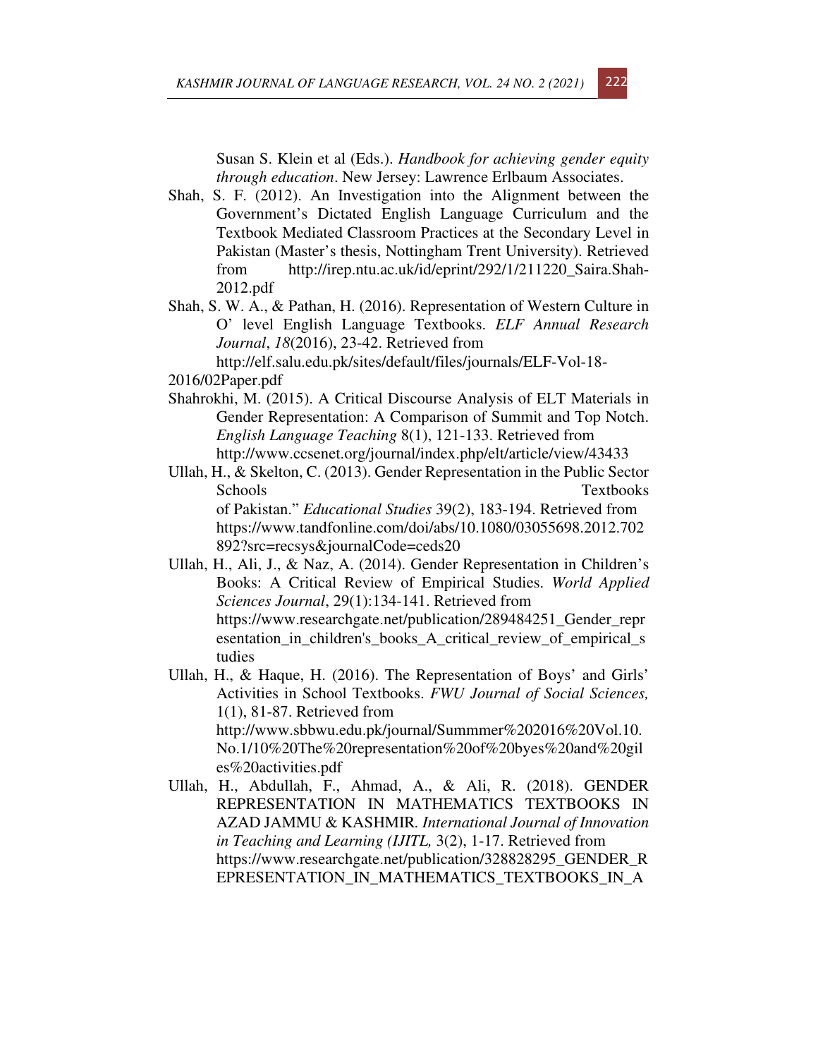Susan S. Klein et al (Eds.). *Handbook for achieving gender equity through education*. New Jersey: Lawrence Erlbaum Associates.

Shah, S. F. (2012). An Investigation into the Alignment between the Government's Dictated English Language Curriculum and the Textbook Mediated Classroom Practices at the Secondary Level in Pakistan (Master's thesis, Nottingham Trent University). Retrieved from http://irep.ntu.ac.uk/id/eprint/292/1/211220_Saira.Shah-2012.pdf

Shah, S. W. A., & Pathan, H. (2016). Representation of Western Culture in O' level English Language Textbooks. *ELF Annual Research Journal*, *18*(2016), 23-42. Retrieved from http://elf.salu.edu.pk/sites/default/files/journals/ELF-Vol-18-2016/02Paper.pdf

Shahrokhi, M. (2015). A Critical Discourse Analysis of ELT Materials in Gender Representation: A Comparison of Summit and Top Notch. *English Language Teaching* 8(1), 121-133. Retrieved from http://www.ccsenet.org/journal/index.php/elt/article/view/43433

Ullah, H., & Skelton, C. (2013). Gender Representation in the Public Sector Schools Textbooks of Pakistan." *Educational Studies* 39(2), 183-194. Retrieved from https://www.tandfonline.com/doi/abs/10.1080/03055698.2012.702892?src=recsys&journalCode=ceds20

Ullah, H., Ali, J., & Naz, A. (2014). Gender Representation in Children's Books: A Critical Review of Empirical Studies. *World Applied Sciences Journal*, 29(1):134-141. Retrieved from https://www.researchgate.net/publication/289484251_Gender_representation_in_children's_books_A_critical_review_of_empirical_studies

Ullah, H., & Haque, H. (2016). The Representation of Boys' and Girls' Activities in School Textbooks. *FWU Journal of Social Sciences,* 1(1), 81-87. Retrieved from http://www.sbbwu.edu.pk/journal/Summmer%202016%20Vol.10.No.1/10%20The%20representation%20of%20byes%20and%20giles%20activities.pdf

Ullah, H., Abdullah, F., Ahmad, A., & Ali, R. (2018). GENDER REPRESENTATION IN MATHEMATICS TEXTBOOKS IN AZAD JAMMU & KASHMIR. *International Journal of Innovation in Teaching and Learning (IJITL,* 3(2), 1-17. Retrieved from https://www.researchgate.net/publication/328828295_GENDER_REPRESENTATION_IN_MATHEMATICS_TEXTBOOKS_IN_A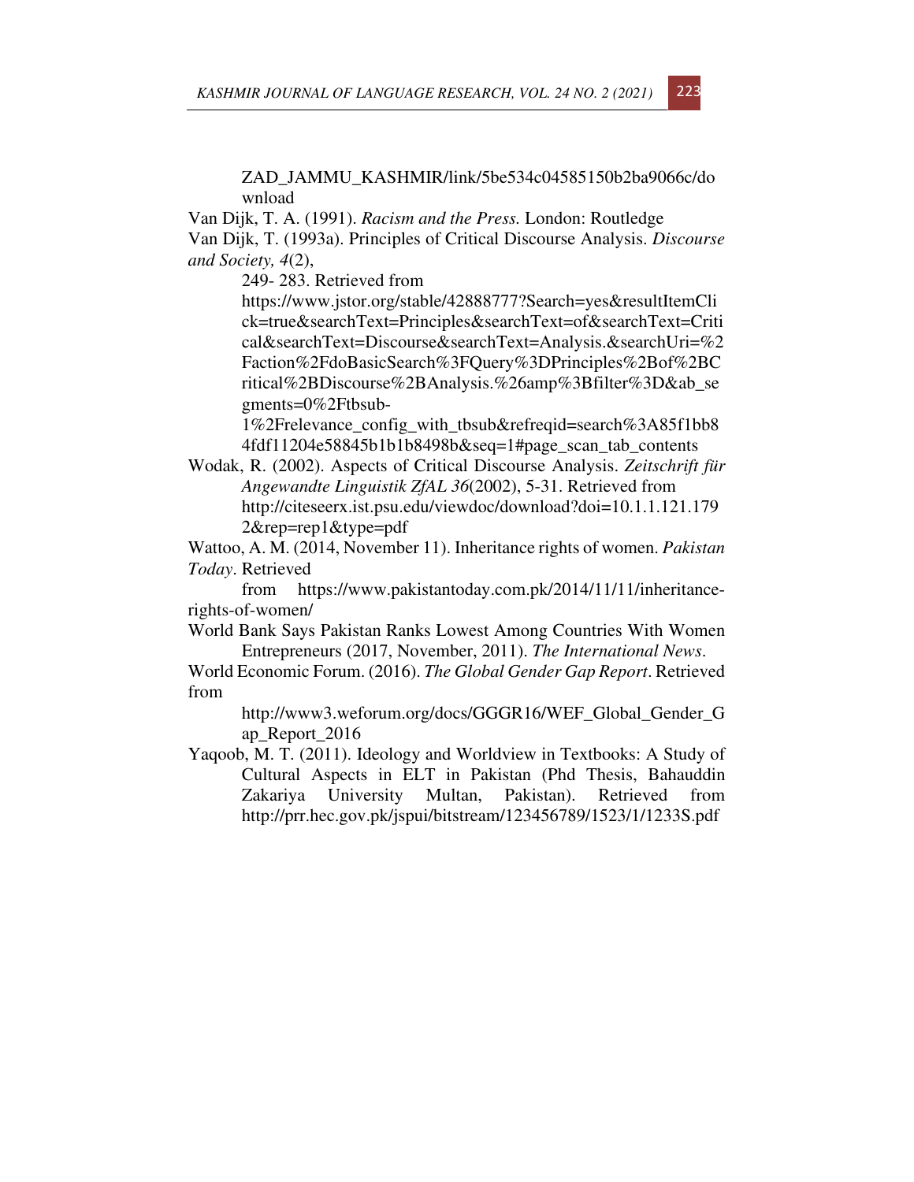ZAD_JAMMU_KASHMIR/link/5be534c04585150b2ba9066c/download

Van Dijk, T. A. (1991). *Racism and the Press.* London: Routledge

Van Dijk, T. (1993a). Principles of Critical Discourse Analysis. *Discourse and Society, 4*(2), 249- 283. Retrieved from https://www.jstor.org/stable/42888777?Search=yes&resultItemClick=true&searchText=Principles&searchText=of&searchText=Critical&searchText=Discourse&searchText=Analysis.&searchUri=%2Faction%2FdoBasicSearch%3FQuery%3DPrinciples%2Bof%2BCritical%2BDiscourse%2BAnalysis.%26amp%3Bfilter%3D&ab_segments=0%2Ftbsub-1%2Frelevance_config_with_tbsub&refreqid=search%3A85f1bb84fdf11204e58845b1b1b8498b&seq=1#page_scan_tab_contents

Wodak, R. (2002). Aspects of Critical Discourse Analysis. *Zeitschrift für Angewandte Linguistik ZfAL 36*(2002), 5-31. Retrieved from http://citeseerx.ist.psu.edu/viewdoc/download?doi=10.1.1.121.1792&rep=rep1&type=pdf

Wattoo, A. M. (2014, November 11). Inheritance rights of women. *Pakistan Today*. Retrieved from https://www.pakistantoday.com.pk/2014/11/11/inheritance-rights-of-women/

World Bank Says Pakistan Ranks Lowest Among Countries With Women Entrepreneurs (2017, November, 2011). *The International News*.

World Economic Forum. (2016). *The Global Gender Gap Report*. Retrieved from http://www3.weforum.org/docs/GGGR16/WEF_Global_Gender_Gap_Report_2016

Yaqoob, M. T. (2011). Ideology and Worldview in Textbooks: A Study of Cultural Aspects in ELT in Pakistan (Phd Thesis, Bahauddin Zakariya University Multan, Pakistan). Retrieved from http://prr.hec.gov.pk/jspui/bitstream/123456789/1523/1/1233S.pdf